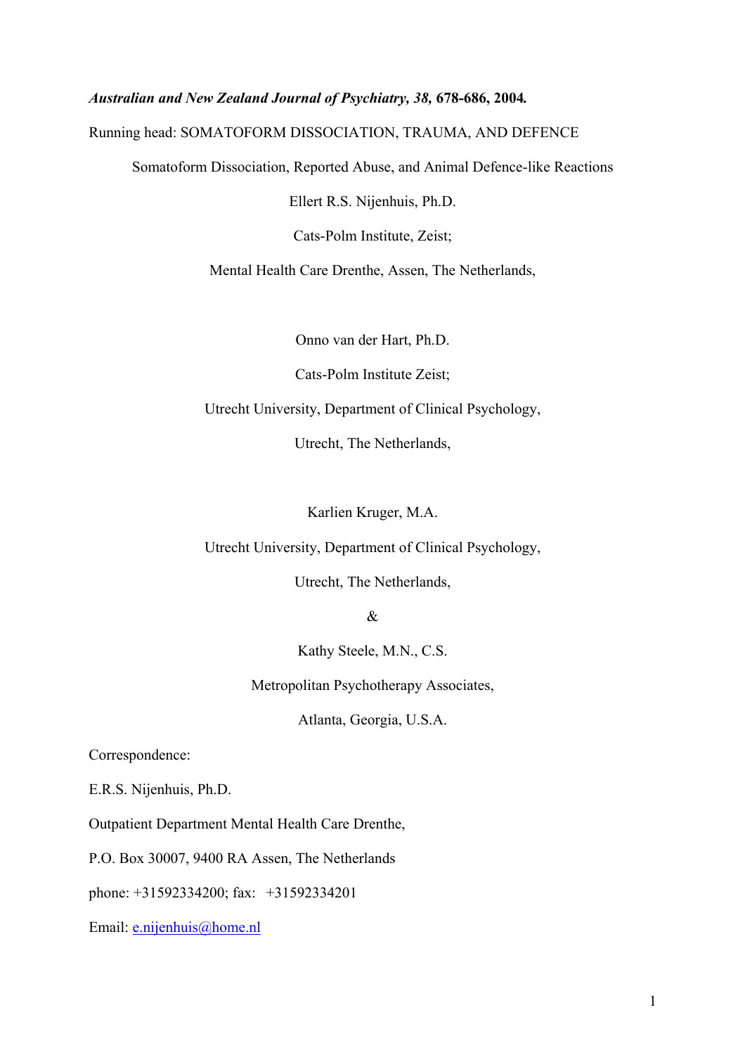***Australian and New Zealand Journal of Psychiatry, 38,* 678-686, 2004.**

Running head: SOMATOFORM DISSOCIATION, TRAUMA, AND DEFENCE

# Somatoform Dissociation, Reported Abuse, and Animal Defence-like Reactions

Ellert R.S. Nijenhuis, Ph.D.

Cats-Polm Institute, Zeist;

Mental Health Care Drenthe, Assen, The Netherlands,

Onno van der Hart, Ph.D.

Cats-Polm Institute Zeist;

Utrecht University, Department of Clinical Psychology,

Utrecht, The Netherlands,

Karlien Kruger, M.A.

Utrecht University, Department of Clinical Psychology,

Utrecht, The Netherlands,

&

Kathy Steele, M.N., C.S.

Metropolitan Psychotherapy Associates,

Atlanta, Georgia, U.S.A.

Correspondence:

E.R.S. Nijenhuis, Ph.D.

Outpatient Department Mental Health Care Drenthe,

P.O. Box 30007, 9400 RA Assen, The Netherlands

phone: +31592334200; fax: +31592334201

Email: e.nijenhuis@home.nl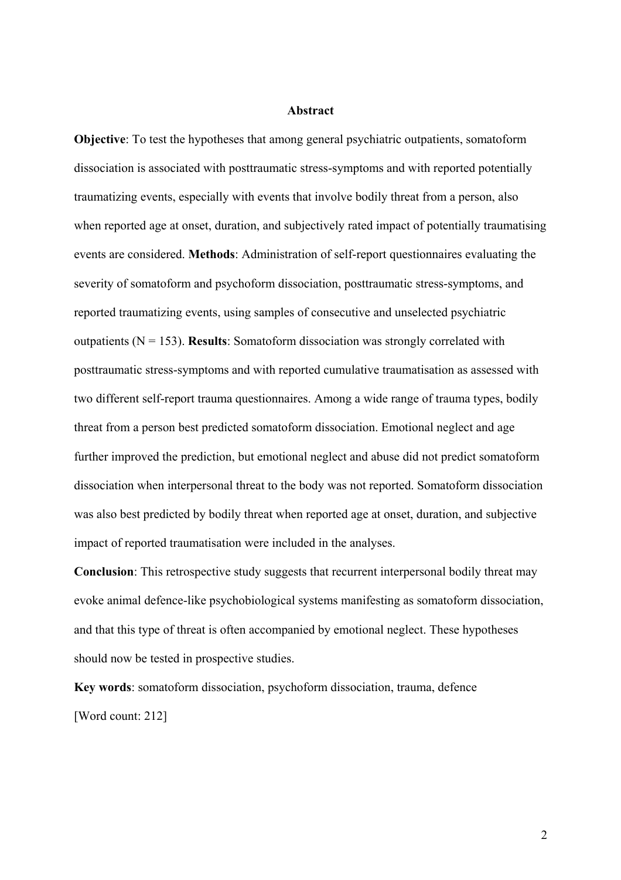## Abstract

**Objective**: To test the hypotheses that among general psychiatric outpatients, somatoform dissociation is associated with posttraumatic stress-symptoms and with reported potentially traumatizing events, especially with events that involve bodily threat from a person, also when reported age at onset, duration, and subjectively rated impact of potentially traumatising events are considered. **Methods**: Administration of self-report questionnaires evaluating the severity of somatoform and psychoform dissociation, posttraumatic stress-symptoms, and reported traumatizing events, using samples of consecutive and unselected psychiatric outpatients (N = 153). **Results**: Somatoform dissociation was strongly correlated with posttraumatic stress-symptoms and with reported cumulative traumatisation as assessed with two different self-report trauma questionnaires. Among a wide range of trauma types, bodily threat from a person best predicted somatoform dissociation. Emotional neglect and age further improved the prediction, but emotional neglect and abuse did not predict somatoform dissociation when interpersonal threat to the body was not reported. Somatoform dissociation was also best predicted by bodily threat when reported age at onset, duration, and subjective impact of reported traumatisation were included in the analyses.

**Conclusion**: This retrospective study suggests that recurrent interpersonal bodily threat may evoke animal defence-like psychobiological systems manifesting as somatoform dissociation, and that this type of threat is often accompanied by emotional neglect. These hypotheses should now be tested in prospective studies.

**Key words**: somatoform dissociation, psychoform dissociation, trauma, defence

[Word count: 212]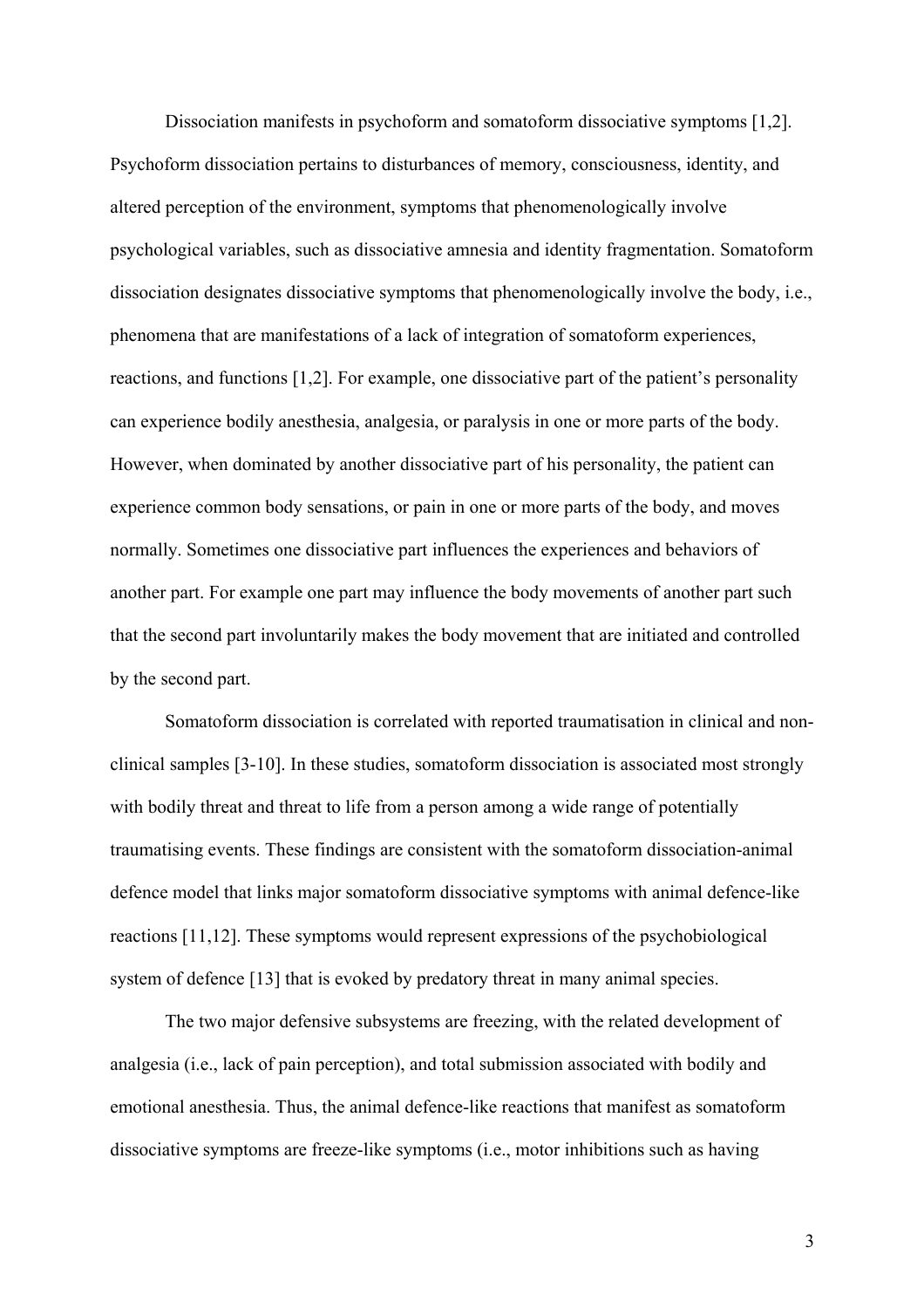Dissociation manifests in psychoform and somatoform dissociative symptoms [1,2]. Psychoform dissociation pertains to disturbances of memory, consciousness, identity, and altered perception of the environment, symptoms that phenomenologically involve psychological variables, such as dissociative amnesia and identity fragmentation. Somatoform dissociation designates dissociative symptoms that phenomenologically involve the body, i.e., phenomena that are manifestations of a lack of integration of somatoform experiences, reactions, and functions [1,2]. For example, one dissociative part of the patient's personality can experience bodily anesthesia, analgesia, or paralysis in one or more parts of the body. However, when dominated by another dissociative part of his personality, the patient can experience common body sensations, or pain in one or more parts of the body, and moves normally. Sometimes one dissociative part influences the experiences and behaviors of another part. For example one part may influence the body movements of another part such that the second part involuntarily makes the body movement that are initiated and controlled by the second part.

Somatoform dissociation is correlated with reported traumatisation in clinical and non-clinical samples [3-10]. In these studies, somatoform dissociation is associated most strongly with bodily threat and threat to life from a person among a wide range of potentially traumatising events. These findings are consistent with the somatoform dissociation-animal defence model that links major somatoform dissociative symptoms with animal defence-like reactions [11,12]. These symptoms would represent expressions of the psychobiological system of defence [13] that is evoked by predatory threat in many animal species.

The two major defensive subsystems are freezing, with the related development of analgesia (i.e., lack of pain perception), and total submission associated with bodily and emotional anesthesia. Thus, the animal defence-like reactions that manifest as somatoform dissociative symptoms are freeze-like symptoms (i.e., motor inhibitions such as having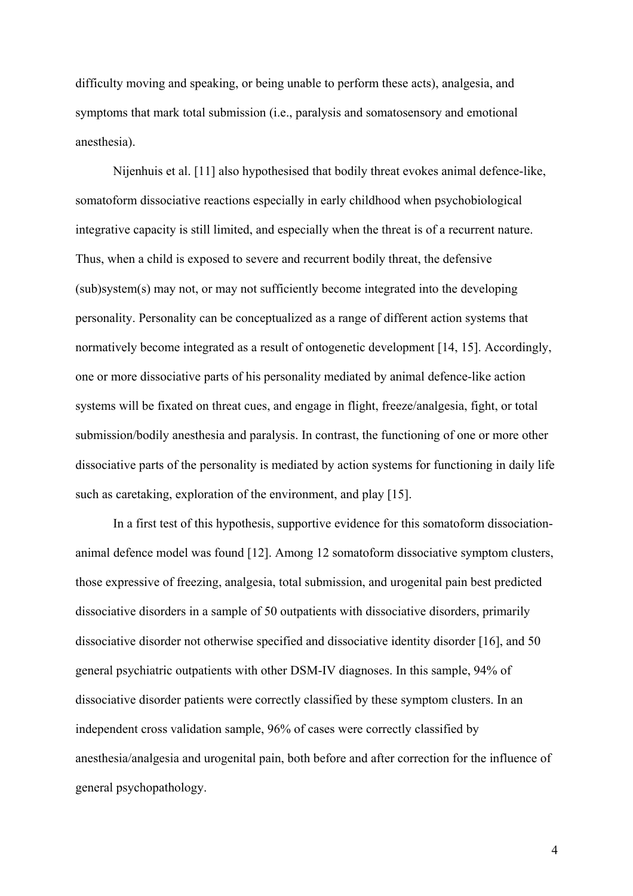difficulty moving and speaking, or being unable to perform these acts), analgesia, and symptoms that mark total submission (i.e., paralysis and somatosensory and emotional anesthesia).

Nijenhuis et al. [11] also hypothesised that bodily threat evokes animal defence-like, somatoform dissociative reactions especially in early childhood when psychobiological integrative capacity is still limited, and especially when the threat is of a recurrent nature. Thus, when a child is exposed to severe and recurrent bodily threat, the defensive (sub)system(s) may not, or may not sufficiently become integrated into the developing personality. Personality can be conceptualized as a range of different action systems that normatively become integrated as a result of ontogenetic development [14, 15]. Accordingly, one or more dissociative parts of his personality mediated by animal defence-like action systems will be fixated on threat cues, and engage in flight, freeze/analgesia, fight, or total submission/bodily anesthesia and paralysis. In contrast, the functioning of one or more other dissociative parts of the personality is mediated by action systems for functioning in daily life such as caretaking, exploration of the environment, and play [15].

In a first test of this hypothesis, supportive evidence for this somatoform dissociation-animal defence model was found [12]. Among 12 somatoform dissociative symptom clusters, those expressive of freezing, analgesia, total submission, and urogenital pain best predicted dissociative disorders in a sample of 50 outpatients with dissociative disorders, primarily dissociative disorder not otherwise specified and dissociative identity disorder [16], and 50 general psychiatric outpatients with other DSM-IV diagnoses. In this sample, 94% of dissociative disorder patients were correctly classified by these symptom clusters. In an independent cross validation sample, 96% of cases were correctly classified by anesthesia/analgesia and urogenital pain, both before and after correction for the influence of general psychopathology.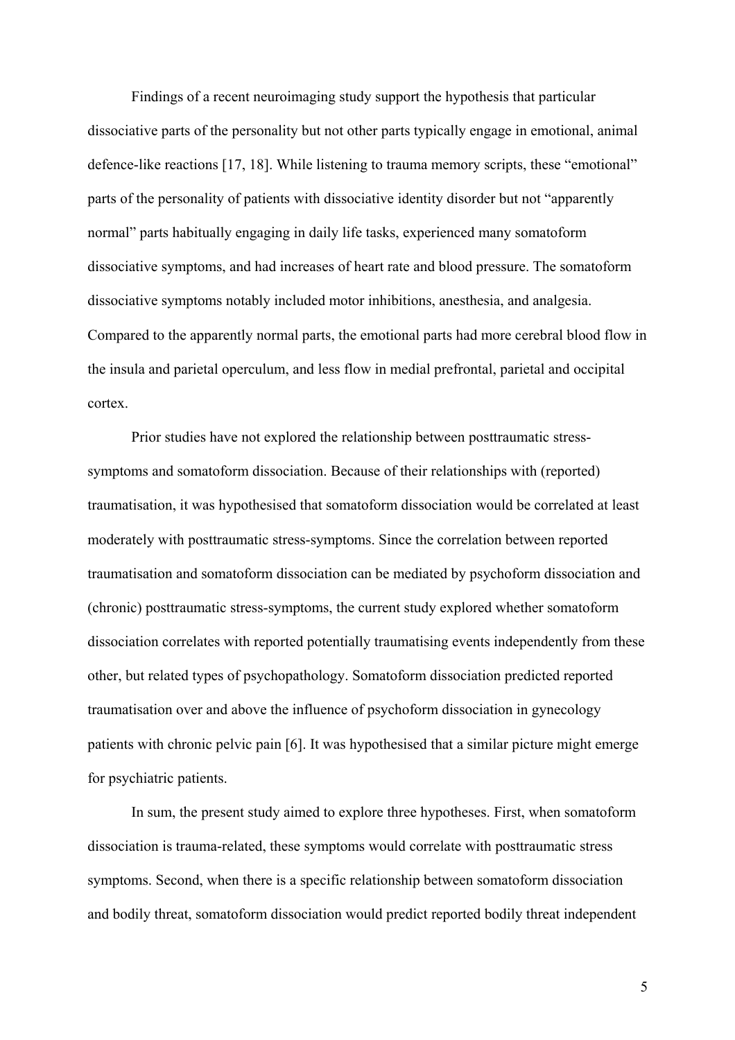Findings of a recent neuroimaging study support the hypothesis that particular dissociative parts of the personality but not other parts typically engage in emotional, animal defence-like reactions [17, 18]. While listening to trauma memory scripts, these "emotional" parts of the personality of patients with dissociative identity disorder but not "apparently normal" parts habitually engaging in daily life tasks, experienced many somatoform dissociative symptoms, and had increases of heart rate and blood pressure. The somatoform dissociative symptoms notably included motor inhibitions, anesthesia, and analgesia. Compared to the apparently normal parts, the emotional parts had more cerebral blood flow in the insula and parietal operculum, and less flow in medial prefrontal, parietal and occipital cortex.

Prior studies have not explored the relationship between posttraumatic stress-symptoms and somatoform dissociation. Because of their relationships with (reported) traumatisation, it was hypothesised that somatoform dissociation would be correlated at least moderately with posttraumatic stress-symptoms. Since the correlation between reported traumatisation and somatoform dissociation can be mediated by psychoform dissociation and (chronic) posttraumatic stress-symptoms, the current study explored whether somatoform dissociation correlates with reported potentially traumatising events independently from these other, but related types of psychopathology. Somatoform dissociation predicted reported traumatisation over and above the influence of psychoform dissociation in gynecology patients with chronic pelvic pain [6]. It was hypothesised that a similar picture might emerge for psychiatric patients.

In sum, the present study aimed to explore three hypotheses. First, when somatoform dissociation is trauma-related, these symptoms would correlate with posttraumatic stress symptoms. Second, when there is a specific relationship between somatoform dissociation and bodily threat, somatoform dissociation would predict reported bodily threat independent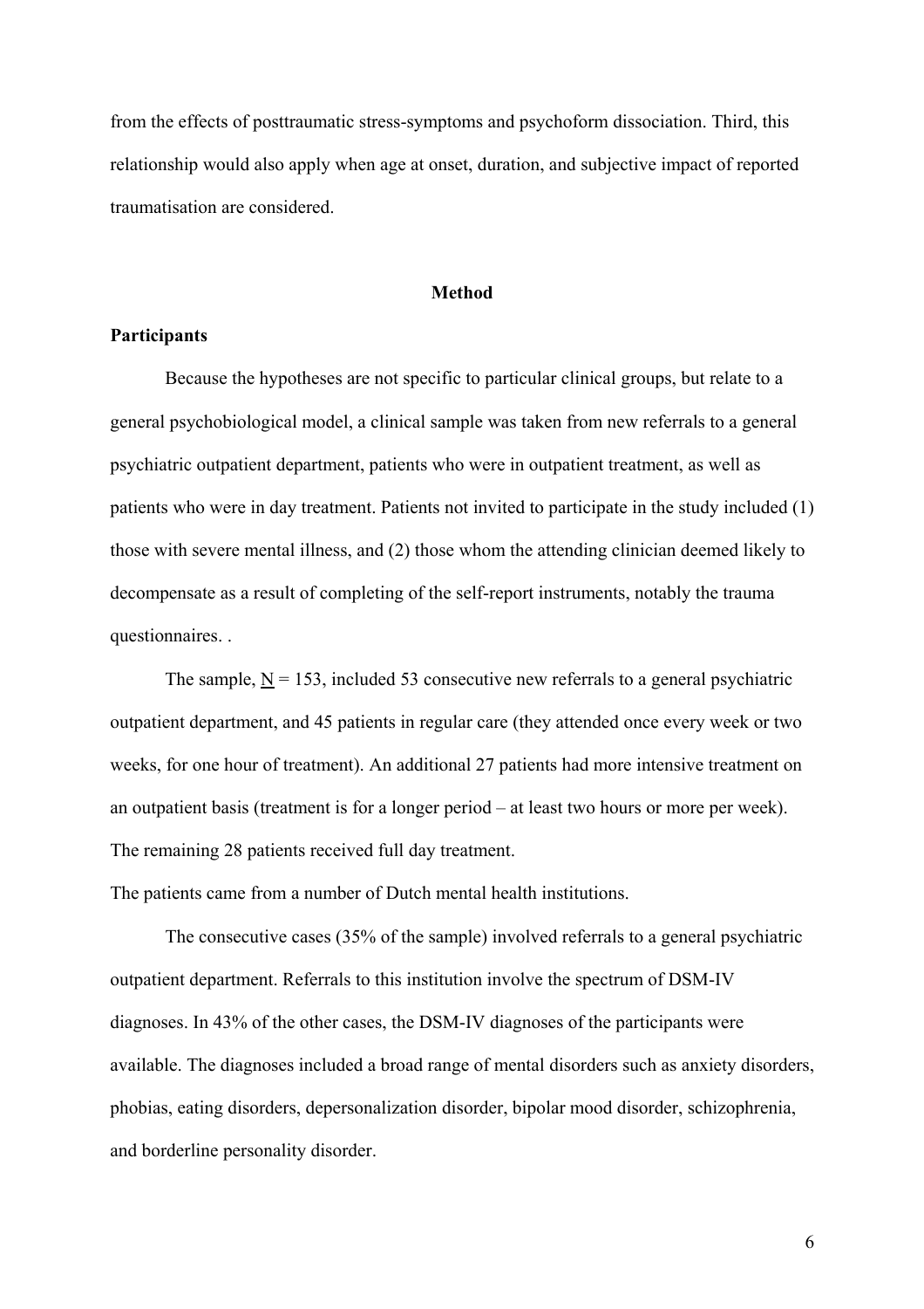from the effects of posttraumatic stress-symptoms and psychoform dissociation. Third, this relationship would also apply when age at onset, duration, and subjective impact of reported traumatisation are considered.

## Method

### Participants

Because the hypotheses are not specific to particular clinical groups, but relate to a general psychobiological model, a clinical sample was taken from new referrals to a general psychiatric outpatient department, patients who were in outpatient treatment, as well as patients who were in day treatment. Patients not invited to participate in the study included (1) those with severe mental illness, and (2) those whom the attending clinician deemed likely to decompensate as a result of completing of the self-report instruments, notably the trauma questionnaires. .

The sample, N = 153, included 53 consecutive new referrals to a general psychiatric outpatient department, and 45 patients in regular care (they attended once every week or two weeks, for one hour of treatment). An additional 27 patients had more intensive treatment on an outpatient basis (treatment is for a longer period – at least two hours or more per week). The remaining 28 patients received full day treatment.

The patients came from a number of Dutch mental health institutions.

The consecutive cases (35% of the sample) involved referrals to a general psychiatric outpatient department. Referrals to this institution involve the spectrum of DSM-IV diagnoses. In 43% of the other cases, the DSM-IV diagnoses of the participants were available. The diagnoses included a broad range of mental disorders such as anxiety disorders, phobias, eating disorders, depersonalization disorder, bipolar mood disorder, schizophrenia, and borderline personality disorder.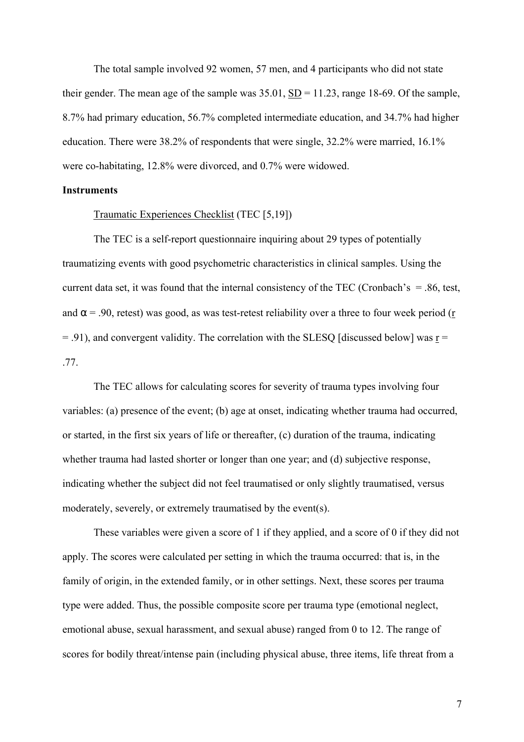The total sample involved 92 women, 57 men, and 4 participants who did not state their gender. The mean age of the sample was 35.01, SD = 11.23, range 18-69. Of the sample, 8.7% had primary education, 56.7% completed intermediate education, and 34.7% had higher education. There were 38.2% of respondents that were single, 32.2% were married, 16.1% were co-habitating, 12.8% were divorced, and 0.7% were widowed.

**Instruments**

Traumatic Experiences Checklist (TEC [5,19])

The TEC is a self-report questionnaire inquiring about 29 types of potentially traumatizing events with good psychometric characteristics in clinical samples. Using the current data set, it was found that the internal consistency of the TEC (Cronbach's = .86, test, and $\alpha$ = .90, retest) was good, as was test-retest reliability over a three to four week period (r = .91), and convergent validity. The correlation with the SLESQ [discussed below] was r = .77.

The TEC allows for calculating scores for severity of trauma types involving four variables: (a) presence of the event; (b) age at onset, indicating whether trauma had occurred, or started, in the first six years of life or thereafter, (c) duration of the trauma, indicating whether trauma had lasted shorter or longer than one year; and (d) subjective response, indicating whether the subject did not feel traumatised or only slightly traumatised, versus moderately, severely, or extremely traumatised by the event(s).

These variables were given a score of 1 if they applied, and a score of 0 if they did not apply. The scores were calculated per setting in which the trauma occurred: that is, in the family of origin, in the extended family, or in other settings. Next, these scores per trauma type were added. Thus, the possible composite score per trauma type (emotional neglect, emotional abuse, sexual harassment, and sexual abuse) ranged from 0 to 12. The range of scores for bodily threat/intense pain (including physical abuse, three items, life threat from a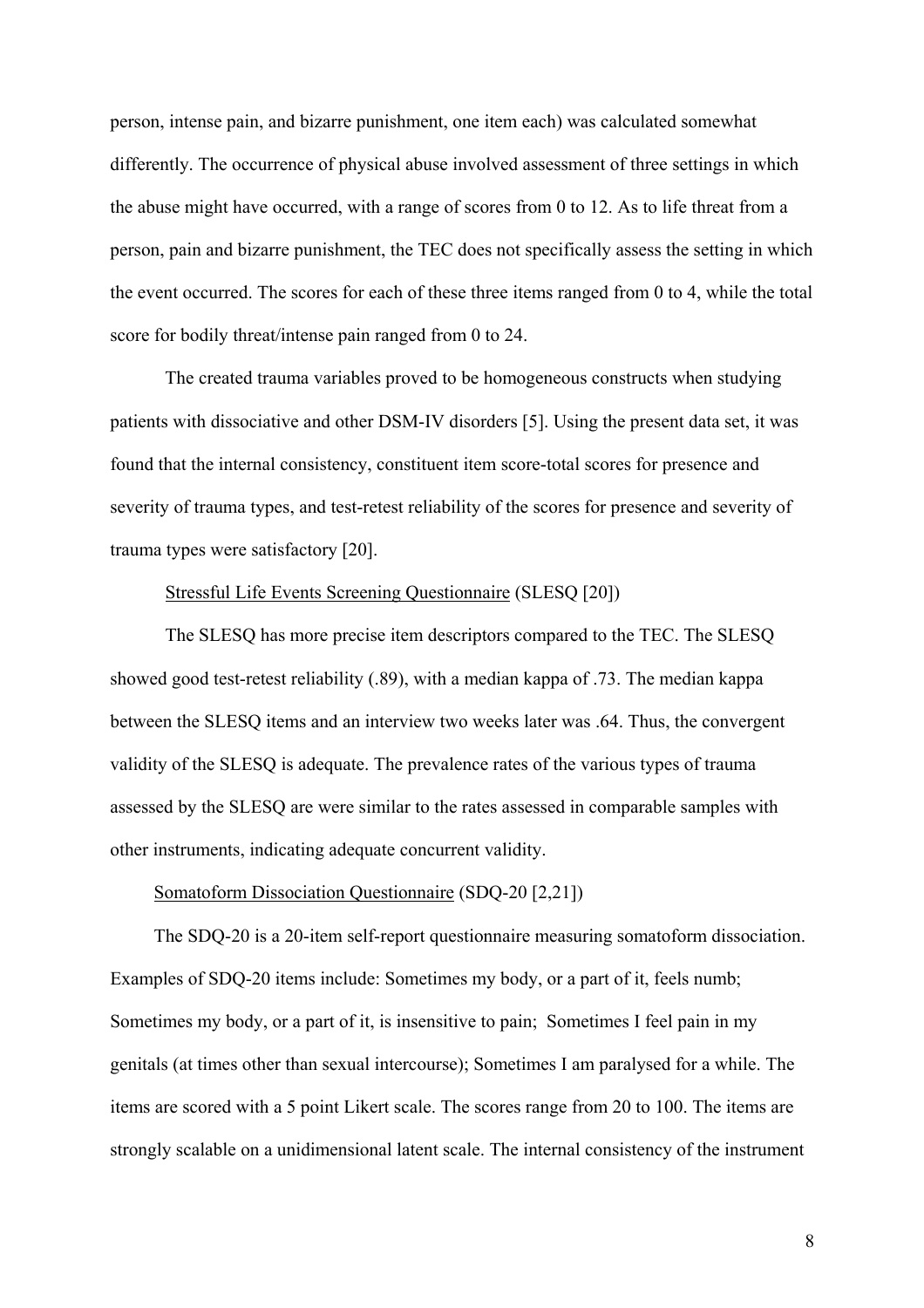person, intense pain, and bizarre punishment, one item each) was calculated somewhat differently. The occurrence of physical abuse involved assessment of three settings in which the abuse might have occurred, with a range of scores from 0 to 12. As to life threat from a person, pain and bizarre punishment, the TEC does not specifically assess the setting in which the event occurred. The scores for each of these three items ranged from 0 to 4, while the total score for bodily threat/intense pain ranged from 0 to 24.

The created trauma variables proved to be homogeneous constructs when studying patients with dissociative and other DSM-IV disorders [5]. Using the present data set, it was found that the internal consistency, constituent item score-total scores for presence and severity of trauma types, and test-retest reliability of the scores for presence and severity of trauma types were satisfactory [20].

Stressful Life Events Screening Questionnaire (SLESQ [20])

The SLESQ has more precise item descriptors compared to the TEC. The SLESQ showed good test-retest reliability (.89), with a median kappa of .73. The median kappa between the SLESQ items and an interview two weeks later was .64. Thus, the convergent validity of the SLESQ is adequate. The prevalence rates of the various types of trauma assessed by the SLESQ are were similar to the rates assessed in comparable samples with other instruments, indicating adequate concurrent validity.

Somatoform Dissociation Questionnaire (SDQ-20 [2,21])

The SDQ-20 is a 20-item self-report questionnaire measuring somatoform dissociation. Examples of SDQ-20 items include: Sometimes my body, or a part of it, feels numb; Sometimes my body, or a part of it, is insensitive to pain; Sometimes I feel pain in my genitals (at times other than sexual intercourse); Sometimes I am paralysed for a while. The items are scored with a 5 point Likert scale. The scores range from 20 to 100. The items are strongly scalable on a unidimensional latent scale. The internal consistency of the instrument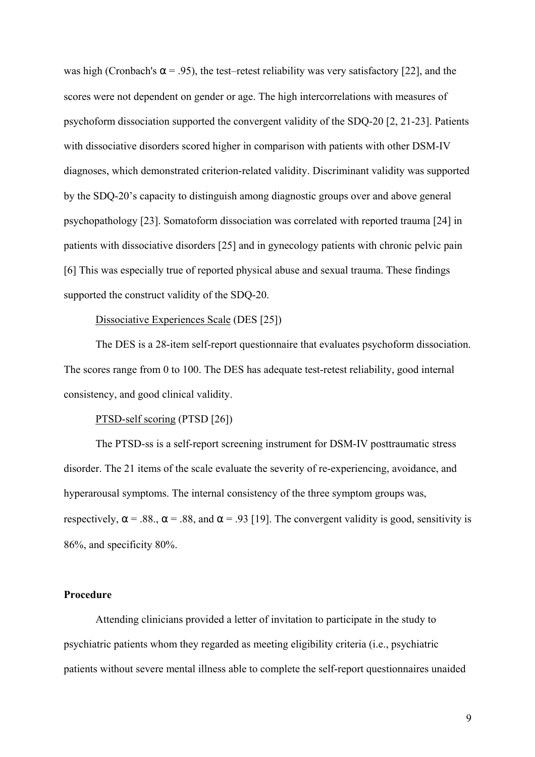was high (Cronbach's $\alpha$ = .95), the test–retest reliability was very satisfactory [22], and the scores were not dependent on gender or age. The high intercorrelations with measures of psychoform dissociation supported the convergent validity of the SDQ-20 [2, 21-23]. Patients with dissociative disorders scored higher in comparison with patients with other DSM-IV diagnoses, which demonstrated criterion-related validity. Discriminant validity was supported by the SDQ-20's capacity to distinguish among diagnostic groups over and above general psychopathology [23]. Somatoform dissociation was correlated with reported trauma [24] in patients with dissociative disorders [25] and in gynecology patients with chronic pelvic pain [6] This was especially true of reported physical abuse and sexual trauma. These findings supported the construct validity of the SDQ-20.

Dissociative Experiences Scale (DES [25])

The DES is a 28-item self-report questionnaire that evaluates psychoform dissociation. The scores range from 0 to 100. The DES has adequate test-retest reliability, good internal consistency, and good clinical validity.

PTSD-self scoring (PTSD [26])

The PTSD-ss is a self-report screening instrument for DSM-IV posttraumatic stress disorder. The 21 items of the scale evaluate the severity of re-experiencing, avoidance, and hyperarousal symptoms. The internal consistency of the three symptom groups was, respectively, $\alpha$ = .88., $\alpha$ = .88, and $\alpha$ = .93 [19]. The convergent validity is good, sensitivity is 86%, and specificity 80%.

**Procedure**

Attending clinicians provided a letter of invitation to participate in the study to psychiatric patients whom they regarded as meeting eligibility criteria (i.e., psychiatric patients without severe mental illness able to complete the self-report questionnaires unaided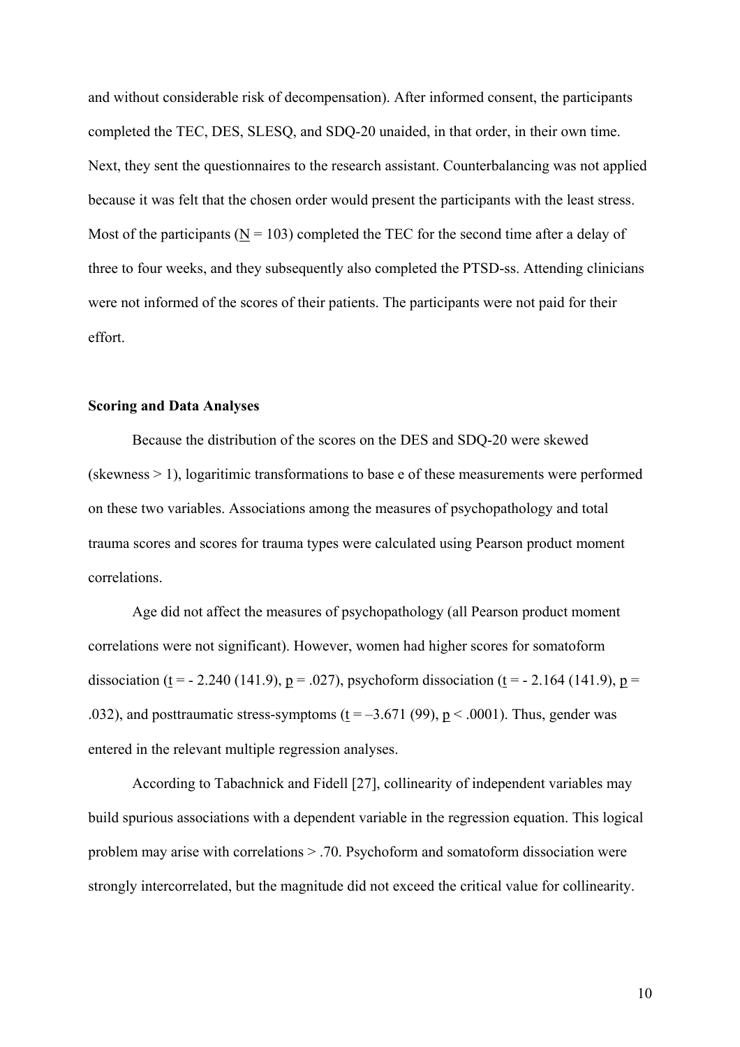and without considerable risk of decompensation). After informed consent, the participants completed the TEC, DES, SLESQ, and SDQ-20 unaided, in that order, in their own time. Next, they sent the questionnaires to the research assistant. Counterbalancing was not applied because it was felt that the chosen order would present the participants with the least stress. Most of the participants ($N = 103$) completed the TEC for the second time after a delay of three to four weeks, and they subsequently also completed the PTSD-ss. Attending clinicians were not informed of the scores of their patients. The participants were not paid for their effort.

**Scoring and Data Analyses**

Because the distribution of the scores on the DES and SDQ-20 were skewed (skewness > 1), logaritimic transformations to base e of these measurements were performed on these two variables. Associations among the measures of psychopathology and total trauma scores and scores for trauma types were calculated using Pearson product moment correlations.

Age did not affect the measures of psychopathology (all Pearson product moment correlations were not significant). However, women had higher scores for somatoform dissociation ($t = -2.240$ (141.9), $p = .027$), psychoform dissociation ($t = -2.164$ (141.9), $p = .032$), and posttraumatic stress-symptoms ($t = -3.671$ (99), $p < .0001$). Thus, gender was entered in the relevant multiple regression analyses.

According to Tabachnick and Fidell [27], collinearity of independent variables may build spurious associations with a dependent variable in the regression equation. This logical problem may arise with correlations > .70. Psychoform and somatoform dissociation were strongly intercorrelated, but the magnitude did not exceed the critical value for collinearity.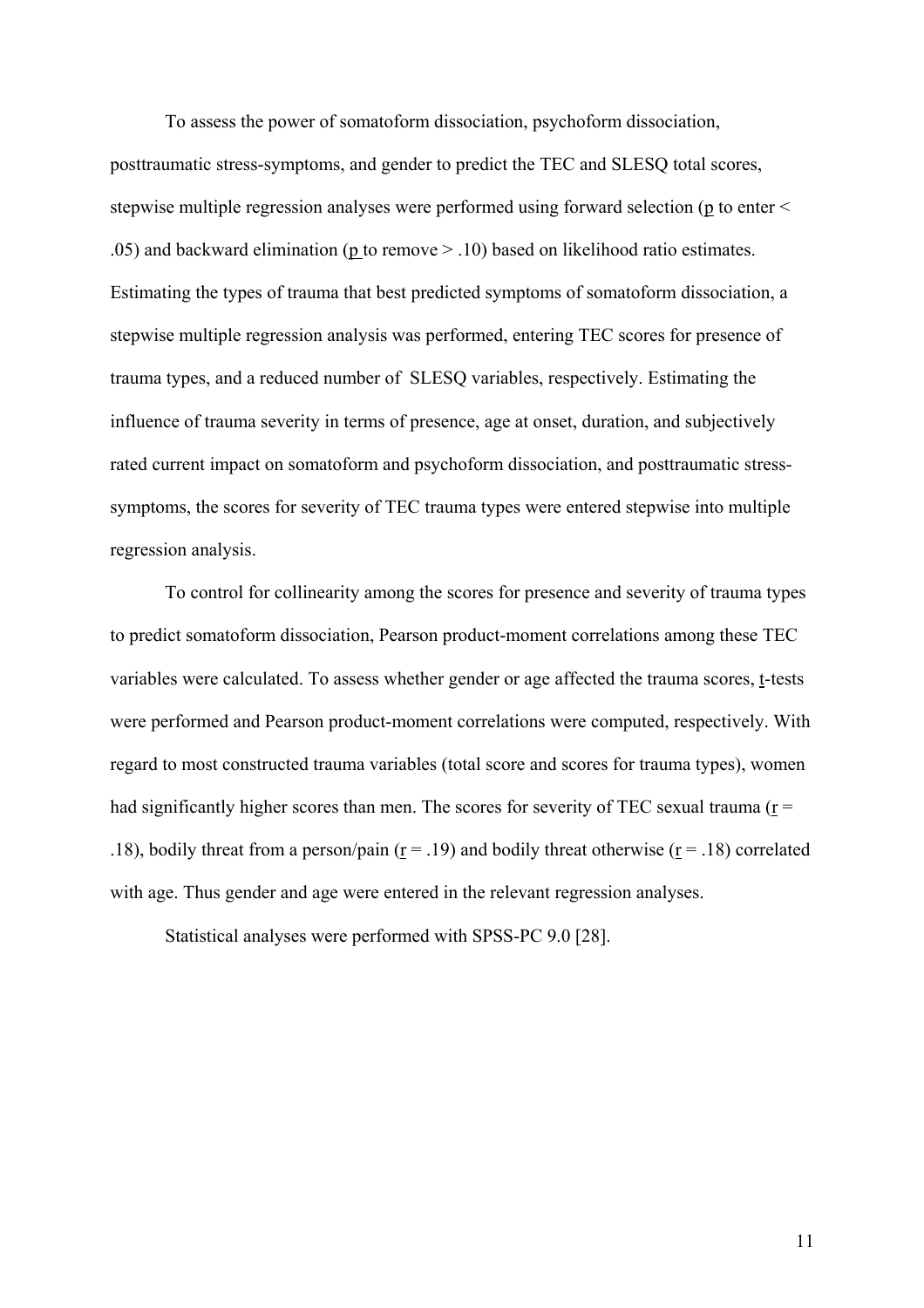To assess the power of somatoform dissociation, psychoform dissociation, posttraumatic stress-symptoms, and gender to predict the TEC and SLESQ total scores, stepwise multiple regression analyses were performed using forward selection ($p$ to enter < .05) and backward elimination ($p$ to remove > .10) based on likelihood ratio estimates. Estimating the types of trauma that best predicted symptoms of somatoform dissociation, a stepwise multiple regression analysis was performed, entering TEC scores for presence of trauma types, and a reduced number of SLESQ variables, respectively. Estimating the influence of trauma severity in terms of presence, age at onset, duration, and subjectively rated current impact on somatoform and psychoform dissociation, and posttraumatic stress-symptoms, the scores for severity of TEC trauma types were entered stepwise into multiple regression analysis.

To control for collinearity among the scores for presence and severity of trauma types to predict somatoform dissociation, Pearson product-moment correlations among these TEC variables were calculated. To assess whether gender or age affected the trauma scores, $t$-tests were performed and Pearson product-moment correlations were computed, respectively. With regard to most constructed trauma variables (total score and scores for trauma types), women had significantly higher scores than men. The scores for severity of TEC sexual trauma ($r$ = .18), bodily threat from a person/pain ($r$ = .19) and bodily threat otherwise ($r$ = .18) correlated with age. Thus gender and age were entered in the relevant regression analyses.

Statistical analyses were performed with SPSS-PC 9.0 [28].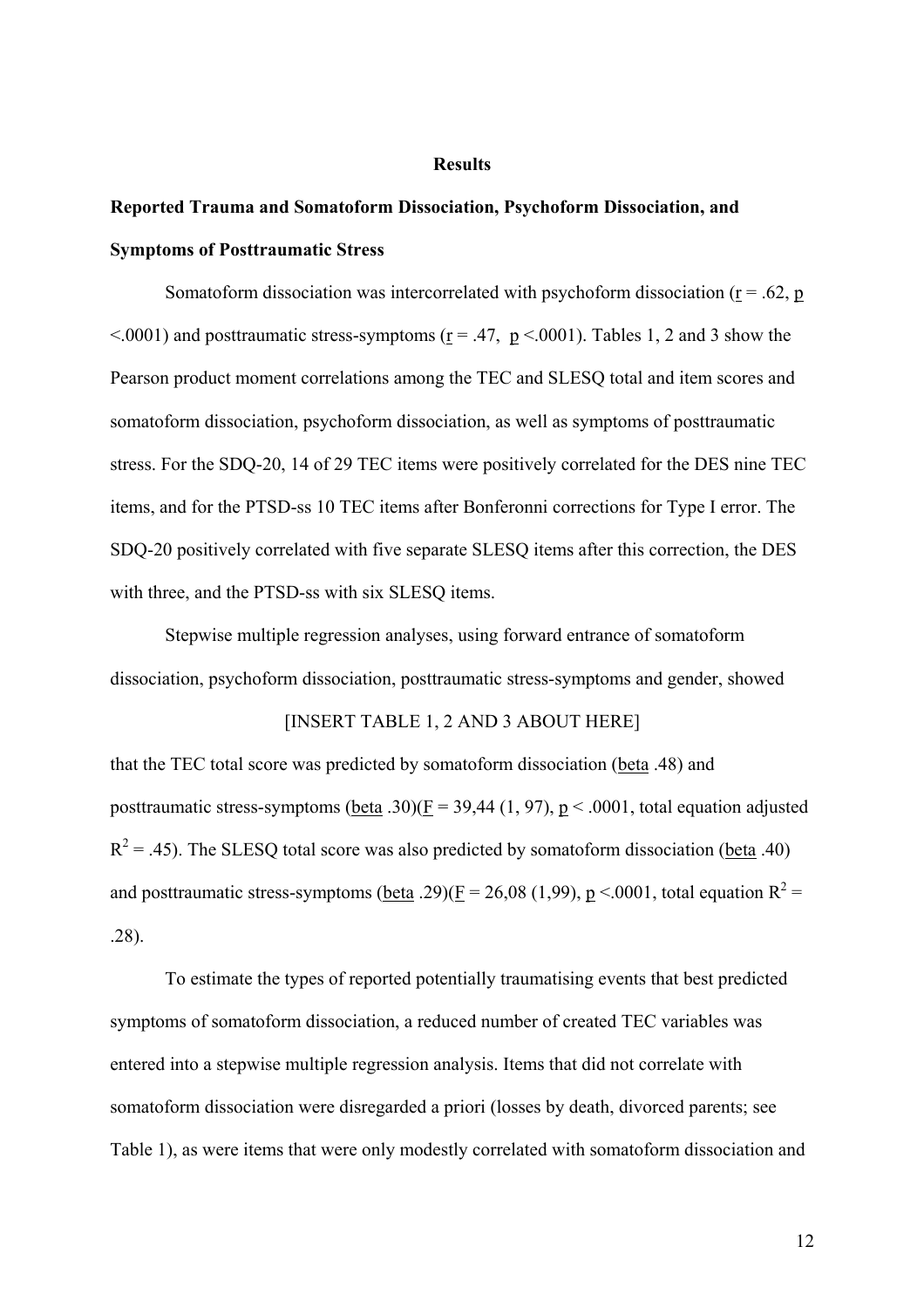## Results

### Reported Trauma and Somatoform Dissociation, Psychoform Dissociation, and Symptoms of Posttraumatic Stress

Somatoform dissociation was intercorrelated with psychoform dissociation ($r$ = .62, $p$ <.0001) and posttraumatic stress-symptoms ($r$ = .47, $p$ <.0001). Tables 1, 2 and 3 show the Pearson product moment correlations among the TEC and SLESQ total and item scores and somatoform dissociation, psychoform dissociation, as well as symptoms of posttraumatic stress. For the SDQ-20, 14 of 29 TEC items were positively correlated for the DES nine TEC items, and for the PTSD-ss 10 TEC items after Bonferonni corrections for Type I error. The SDQ-20 positively correlated with five separate SLESQ items after this correction, the DES with three, and the PTSD-ss with six SLESQ items.

Stepwise multiple regression analyses, using forward entrance of somatoform dissociation, psychoform dissociation, posttraumatic stress-symptoms and gender, showed

[INSERT TABLE 1, 2 AND 3 ABOUT HERE]

that the TEC total score was predicted by somatoform dissociation (beta .48) and posttraumatic stress-symptoms (beta .30)($F$ = 39,44 (1, 97), $p$ < .0001, total equation adjusted $R^2$ = .45). The SLESQ total score was also predicted by somatoform dissociation (beta .40) and posttraumatic stress-symptoms (beta .29)($F$ = 26,08 (1,99), $p$ <.0001, total equation $R^2$ = .28).

To estimate the types of reported potentially traumatising events that best predicted symptoms of somatoform dissociation, a reduced number of created TEC variables was entered into a stepwise multiple regression analysis. Items that did not correlate with somatoform dissociation were disregarded a priori (losses by death, divorced parents; see Table 1), as were items that were only modestly correlated with somatoform dissociation and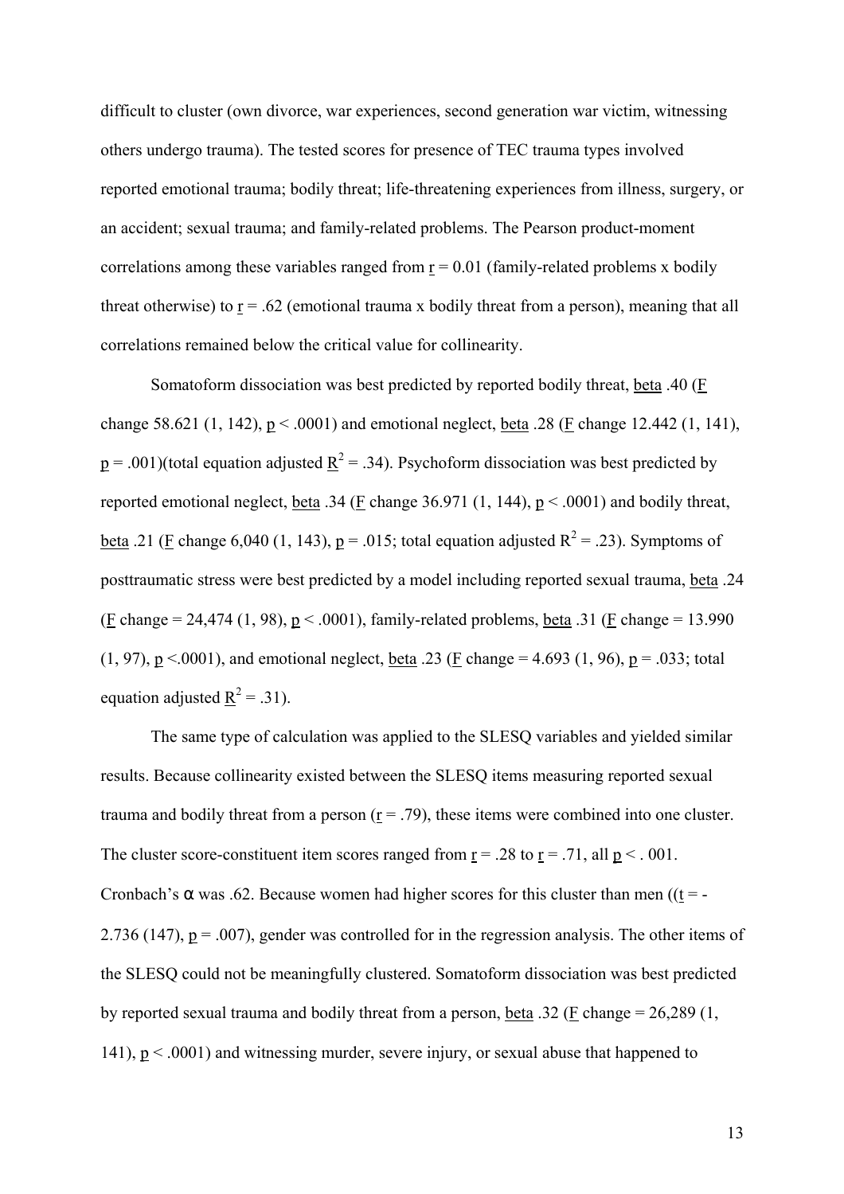difficult to cluster (own divorce, war experiences, second generation war victim, witnessing others undergo trauma). The tested scores for presence of TEC trauma types involved reported emotional trauma; bodily threat; life-threatening experiences from illness, surgery, or an accident; sexual trauma; and family-related problems. The Pearson product-moment correlations among these variables ranged from $r = 0.01$ (family-related problems x bodily threat otherwise) to $r = .62$ (emotional trauma x bodily threat from a person), meaning that all correlations remained below the critical value for collinearity.

Somatoform dissociation was best predicted by reported bodily threat, beta .40 ($F$ change 58.621 (1, 142), $p < .0001$) and emotional neglect, beta .28 ($F$ change 12.442 (1, 141), $p = .001$)(total equation adjusted $R^2 = .34$). Psychoform dissociation was best predicted by reported emotional neglect, beta .34 ($F$ change 36.971 (1, 144), $p < .0001$) and bodily threat, beta .21 ($F$ change 6,040 (1, 143), $p = .015$; total equation adjusted $R^2 = .23$). Symptoms of posttraumatic stress were best predicted by a model including reported sexual trauma, beta .24 ($F$ change = 24,474 (1, 98), $p < .0001$), family-related problems, beta .31 ($F$ change = 13.990 (1, 97), $p <.0001$), and emotional neglect, beta .23 ($F$ change = 4.693 (1, 96), $p = .033$; total equation adjusted $R^2 = .31$).

The same type of calculation was applied to the SLESQ variables and yielded similar results. Because collinearity existed between the SLESQ items measuring reported sexual trauma and bodily threat from a person ($r = .79$), these items were combined into one cluster. The cluster score-constituent item scores ranged from $r = .28$ to $r = .71$, all $p < .001$. Cronbach's $\alpha$ was .62. Because women had higher scores for this cluster than men (($t = -2.736$ (147), $p = .007$), gender was controlled for in the regression analysis. The other items of the SLESQ could not be meaningfully clustered. Somatoform dissociation was best predicted by reported sexual trauma and bodily threat from a person, beta .32 ($F$ change = 26,289 (1, 141), $p < .0001$) and witnessing murder, severe injury, or sexual abuse that happened to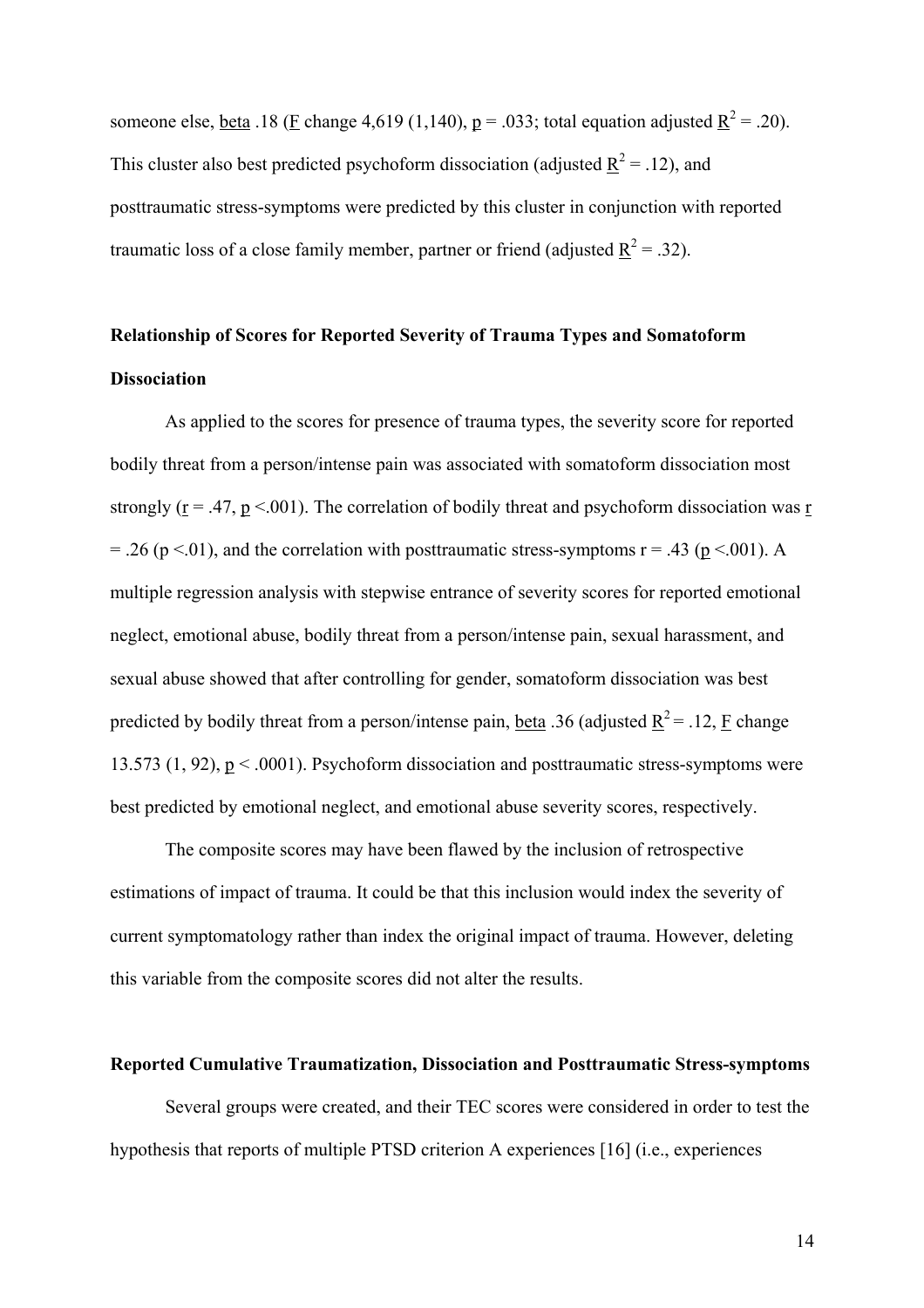someone else, beta .18 (F change 4,619 (1,140), $p = .033$; total equation adjusted $R^2 = .20$). This cluster also best predicted psychoform dissociation (adjusted $R^2 = .12$), and posttraumatic stress-symptoms were predicted by this cluster in conjunction with reported traumatic loss of a close family member, partner or friend (adjusted $R^2 = .32$).

## Relationship of Scores for Reported Severity of Trauma Types and Somatoform Dissociation

As applied to the scores for presence of trauma types, the severity score for reported bodily threat from a person/intense pain was associated with somatoform dissociation most strongly ($r = .47$, $p < .001$). The correlation of bodily threat and psychoform dissociation was $r = .26$ ($p < .01$), and the correlation with posttraumatic stress-symptoms $r = .43$ ($p < .001$). A multiple regression analysis with stepwise entrance of severity scores for reported emotional neglect, emotional abuse, bodily threat from a person/intense pain, sexual harassment, and sexual abuse showed that after controlling for gender, somatoform dissociation was best predicted by bodily threat from a person/intense pain, beta .36 (adjusted $R^2 = .12$, F change 13.573 (1, 92), $p < .0001$). Psychoform dissociation and posttraumatic stress-symptoms were best predicted by emotional neglect, and emotional abuse severity scores, respectively.

The composite scores may have been flawed by the inclusion of retrospective estimations of impact of trauma. It could be that this inclusion would index the severity of current symptomatology rather than index the original impact of trauma. However, deleting this variable from the composite scores did not alter the results.

## Reported Cumulative Traumatization, Dissociation and Posttraumatic Stress-symptoms

Several groups were created, and their TEC scores were considered in order to test the hypothesis that reports of multiple PTSD criterion A experiences [16] (i.e., experiences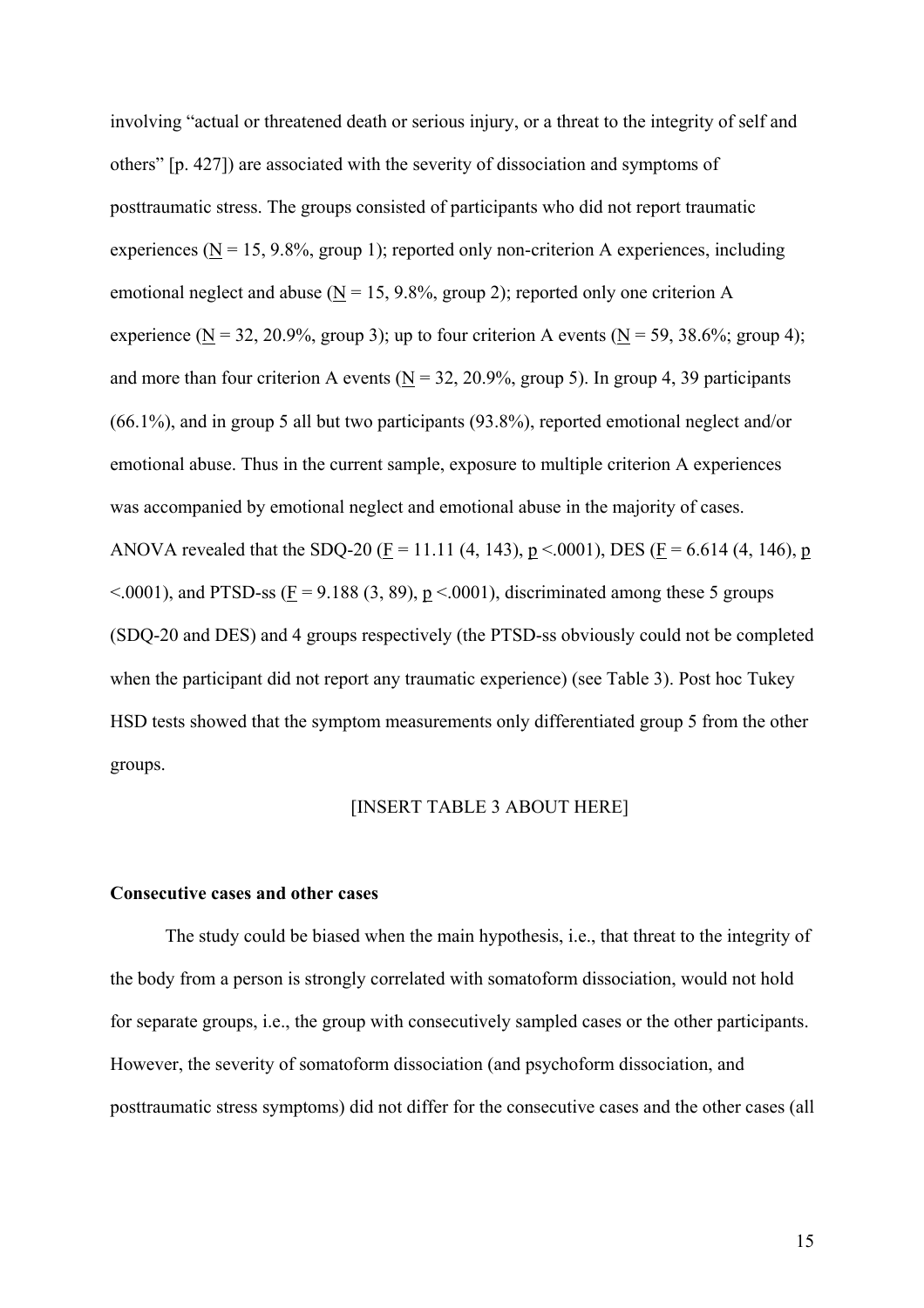involving "actual or threatened death or serious injury, or a threat to the integrity of self and others" [p. 427]) are associated with the severity of dissociation and symptoms of posttraumatic stress. The groups consisted of participants who did not report traumatic experiences ($N$ = 15, 9.8%, group 1); reported only non-criterion A experiences, including emotional neglect and abuse ($N$ = 15, 9.8%, group 2); reported only one criterion A experience ($N$ = 32, 20.9%, group 3); up to four criterion A events ($N$ = 59, 38.6%; group 4); and more than four criterion A events ($N$ = 32, 20.9%, group 5). In group 4, 39 participants (66.1%), and in group 5 all but two participants (93.8%), reported emotional neglect and/or emotional abuse. Thus in the current sample, exposure to multiple criterion A experiences was accompanied by emotional neglect and emotional abuse in the majority of cases. ANOVA revealed that the SDQ-20 ($F = 11.11$ (4, 143), $p < .0001$), DES ($F = 6.614$ (4, 146), $p < .0001$), and PTSD-ss ($F = 9.188$ (3, 89), $p < .0001$), discriminated among these 5 groups (SDQ-20 and DES) and 4 groups respectively (the PTSD-ss obviously could not be completed when the participant did not report any traumatic experience) (see Table 3). Post hoc Tukey HSD tests showed that the symptom measurements only differentiated group 5 from the other groups.

[INSERT TABLE 3 ABOUT HERE]

**Consecutive cases and other cases**

The study could be biased when the main hypothesis, i.e., that threat to the integrity of the body from a person is strongly correlated with somatoform dissociation, would not hold for separate groups, i.e., the group with consecutively sampled cases or the other participants. However, the severity of somatoform dissociation (and psychoform dissociation, and posttraumatic stress symptoms) did not differ for the consecutive cases and the other cases (all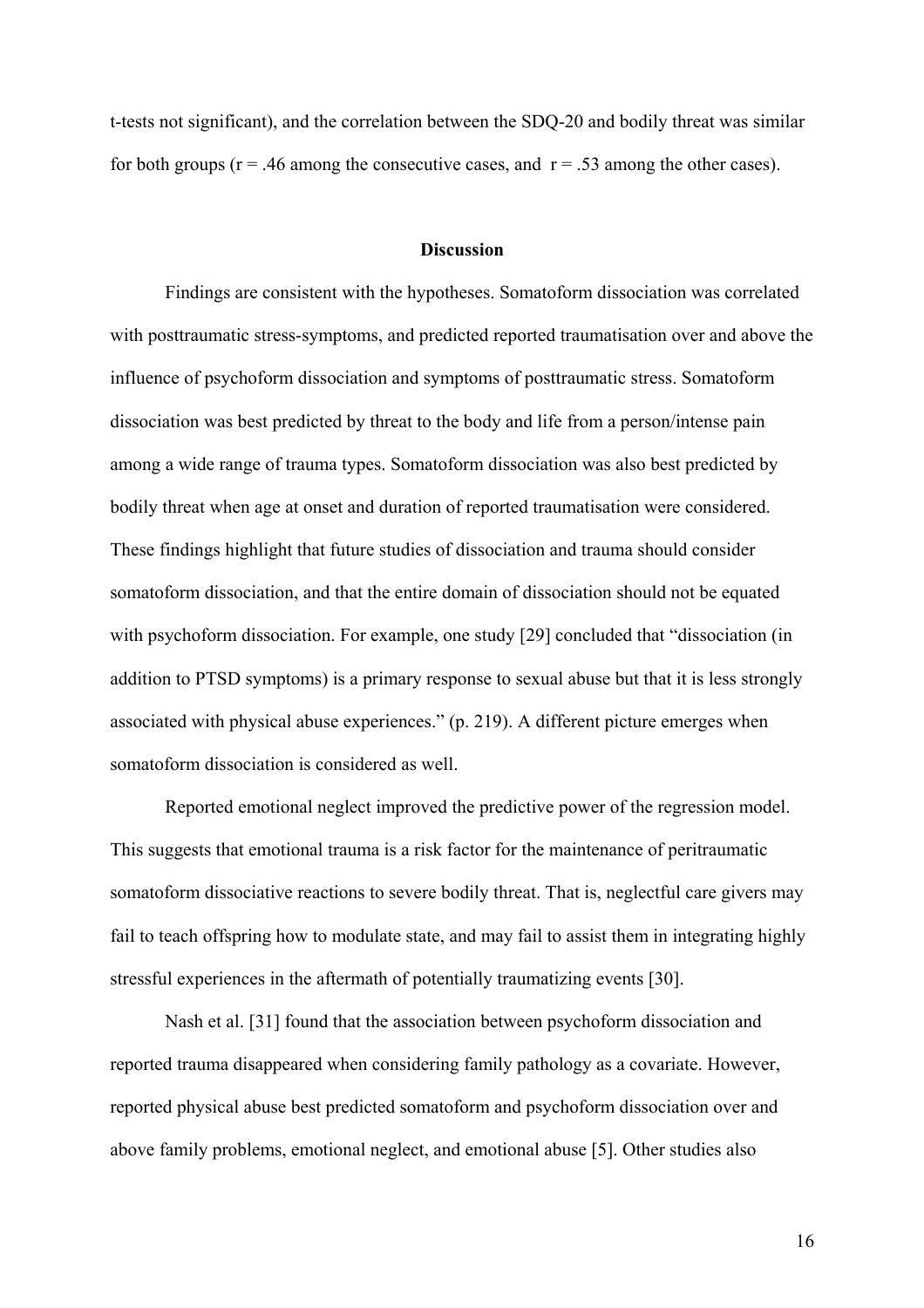t-tests not significant), and the correlation between the SDQ-20 and bodily threat was similar for both groups ($r = .46$ among the consecutive cases, and $r = .53$ among the other cases).

## Discussion

Findings are consistent with the hypotheses. Somatoform dissociation was correlated with posttraumatic stress-symptoms, and predicted reported traumatisation over and above the influence of psychoform dissociation and symptoms of posttraumatic stress. Somatoform dissociation was best predicted by threat to the body and life from a person/intense pain among a wide range of trauma types. Somatoform dissociation was also best predicted by bodily threat when age at onset and duration of reported traumatisation were considered. These findings highlight that future studies of dissociation and trauma should consider somatoform dissociation, and that the entire domain of dissociation should not be equated with psychoform dissociation. For example, one study [29] concluded that "dissociation (in addition to PTSD symptoms) is a primary response to sexual abuse but that it is less strongly associated with physical abuse experiences." (p. 219). A different picture emerges when somatoform dissociation is considered as well.

Reported emotional neglect improved the predictive power of the regression model. This suggests that emotional trauma is a risk factor for the maintenance of peritraumatic somatoform dissociative reactions to severe bodily threat. That is, neglectful care givers may fail to teach offspring how to modulate state, and may fail to assist them in integrating highly stressful experiences in the aftermath of potentially traumatizing events [30].

Nash et al. [31] found that the association between psychoform dissociation and reported trauma disappeared when considering family pathology as a covariate. However, reported physical abuse best predicted somatoform and psychoform dissociation over and above family problems, emotional neglect, and emotional abuse [5]. Other studies also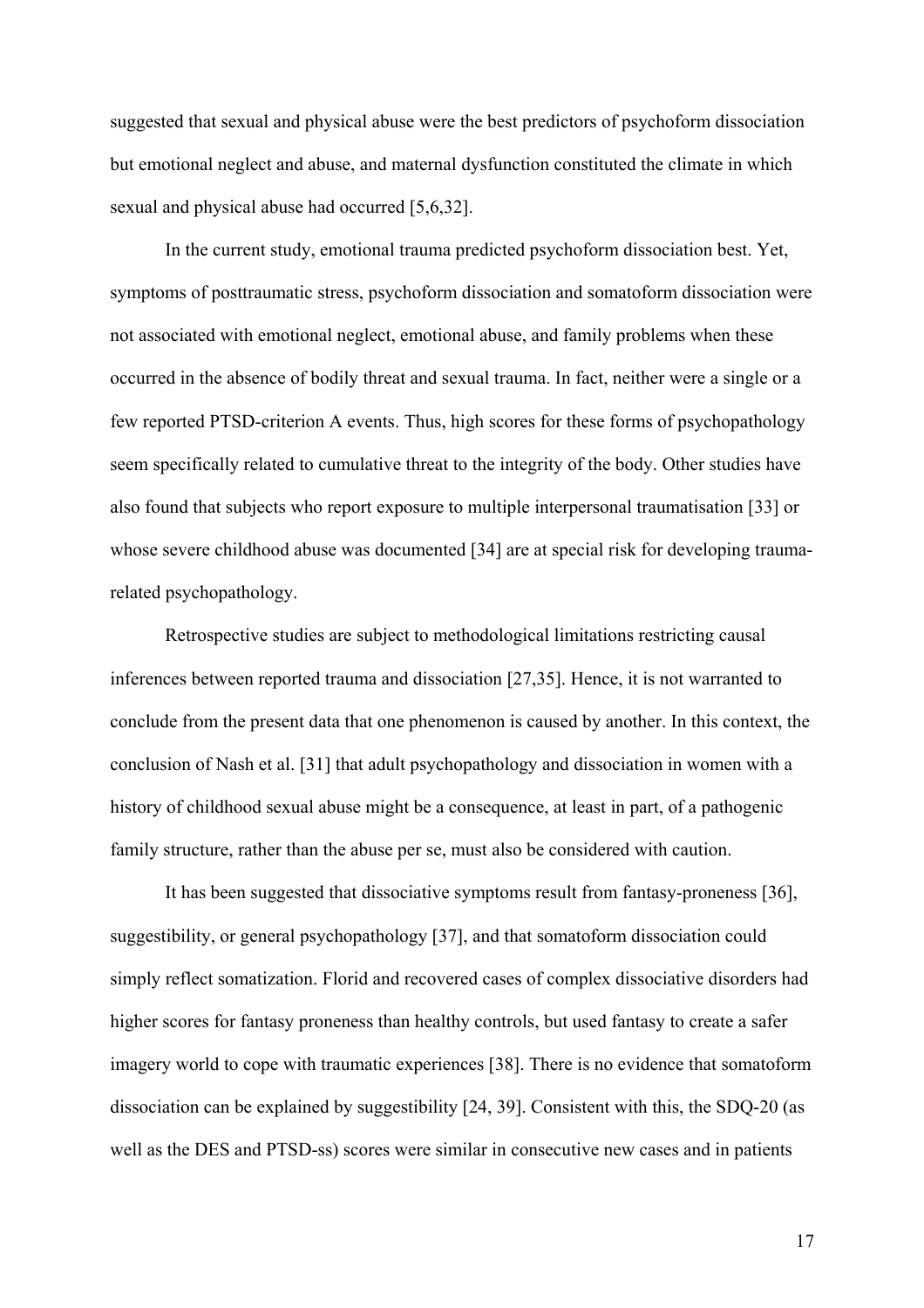suggested that sexual and physical abuse were the best predictors of psychoform dissociation but emotional neglect and abuse, and maternal dysfunction constituted the climate in which sexual and physical abuse had occurred [5,6,32].

In the current study, emotional trauma predicted psychoform dissociation best. Yet, symptoms of posttraumatic stress, psychoform dissociation and somatoform dissociation were not associated with emotional neglect, emotional abuse, and family problems when these occurred in the absence of bodily threat and sexual trauma. In fact, neither were a single or a few reported PTSD-criterion A events. Thus, high scores for these forms of psychopathology seem specifically related to cumulative threat to the integrity of the body. Other studies have also found that subjects who report exposure to multiple interpersonal traumatisation [33] or whose severe childhood abuse was documented [34] are at special risk for developing trauma-related psychopathology.

Retrospective studies are subject to methodological limitations restricting causal inferences between reported trauma and dissociation [27,35]. Hence, it is not warranted to conclude from the present data that one phenomenon is caused by another. In this context, the conclusion of Nash et al. [31] that adult psychopathology and dissociation in women with a history of childhood sexual abuse might be a consequence, at least in part, of a pathogenic family structure, rather than the abuse per se, must also be considered with caution.

It has been suggested that dissociative symptoms result from fantasy-proneness [36], suggestibility, or general psychopathology [37], and that somatoform dissociation could simply reflect somatization. Florid and recovered cases of complex dissociative disorders had higher scores for fantasy proneness than healthy controls, but used fantasy to create a safer imagery world to cope with traumatic experiences [38]. There is no evidence that somatoform dissociation can be explained by suggestibility [24, 39]. Consistent with this, the SDQ-20 (as well as the DES and PTSD-ss) scores were similar in consecutive new cases and in patients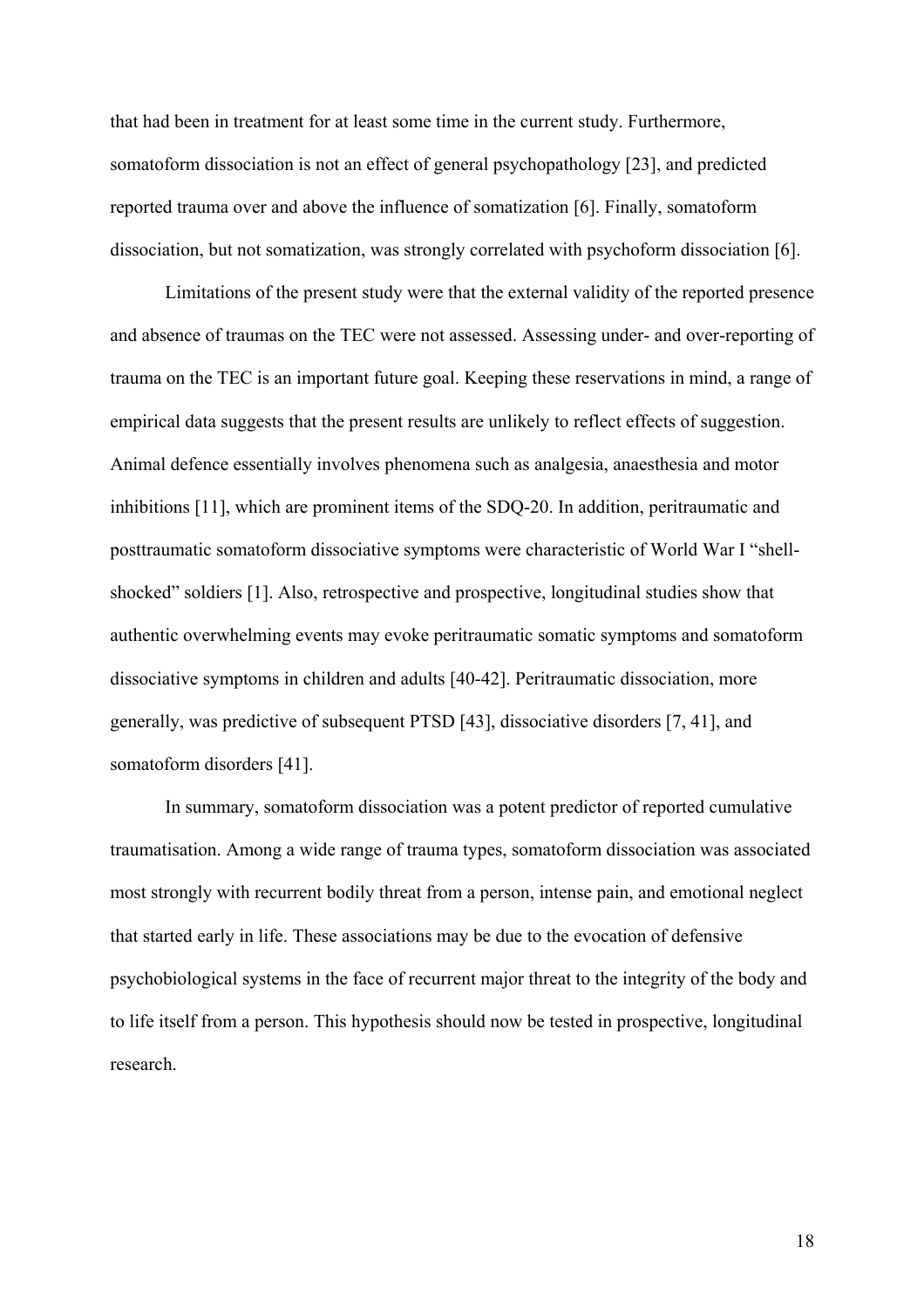that had been in treatment for at least some time in the current study. Furthermore, somatoform dissociation is not an effect of general psychopathology [23], and predicted reported trauma over and above the influence of somatization [6]. Finally, somatoform dissociation, but not somatization, was strongly correlated with psychoform dissociation [6].

Limitations of the present study were that the external validity of the reported presence and absence of traumas on the TEC were not assessed. Assessing under- and over-reporting of trauma on the TEC is an important future goal. Keeping these reservations in mind, a range of empirical data suggests that the present results are unlikely to reflect effects of suggestion. Animal defence essentially involves phenomena such as analgesia, anaesthesia and motor inhibitions [11], which are prominent items of the SDQ-20. In addition, peritraumatic and posttraumatic somatoform dissociative symptoms were characteristic of World War I "shell-shocked" soldiers [1]. Also, retrospective and prospective, longitudinal studies show that authentic overwhelming events may evoke peritraumatic somatic symptoms and somatoform dissociative symptoms in children and adults [40-42]. Peritraumatic dissociation, more generally, was predictive of subsequent PTSD [43], dissociative disorders [7, 41], and somatoform disorders [41].

In summary, somatoform dissociation was a potent predictor of reported cumulative traumatisation. Among a wide range of trauma types, somatoform dissociation was associated most strongly with recurrent bodily threat from a person, intense pain, and emotional neglect that started early in life. These associations may be due to the evocation of defensive psychobiological systems in the face of recurrent major threat to the integrity of the body and to life itself from a person. This hypothesis should now be tested in prospective, longitudinal research.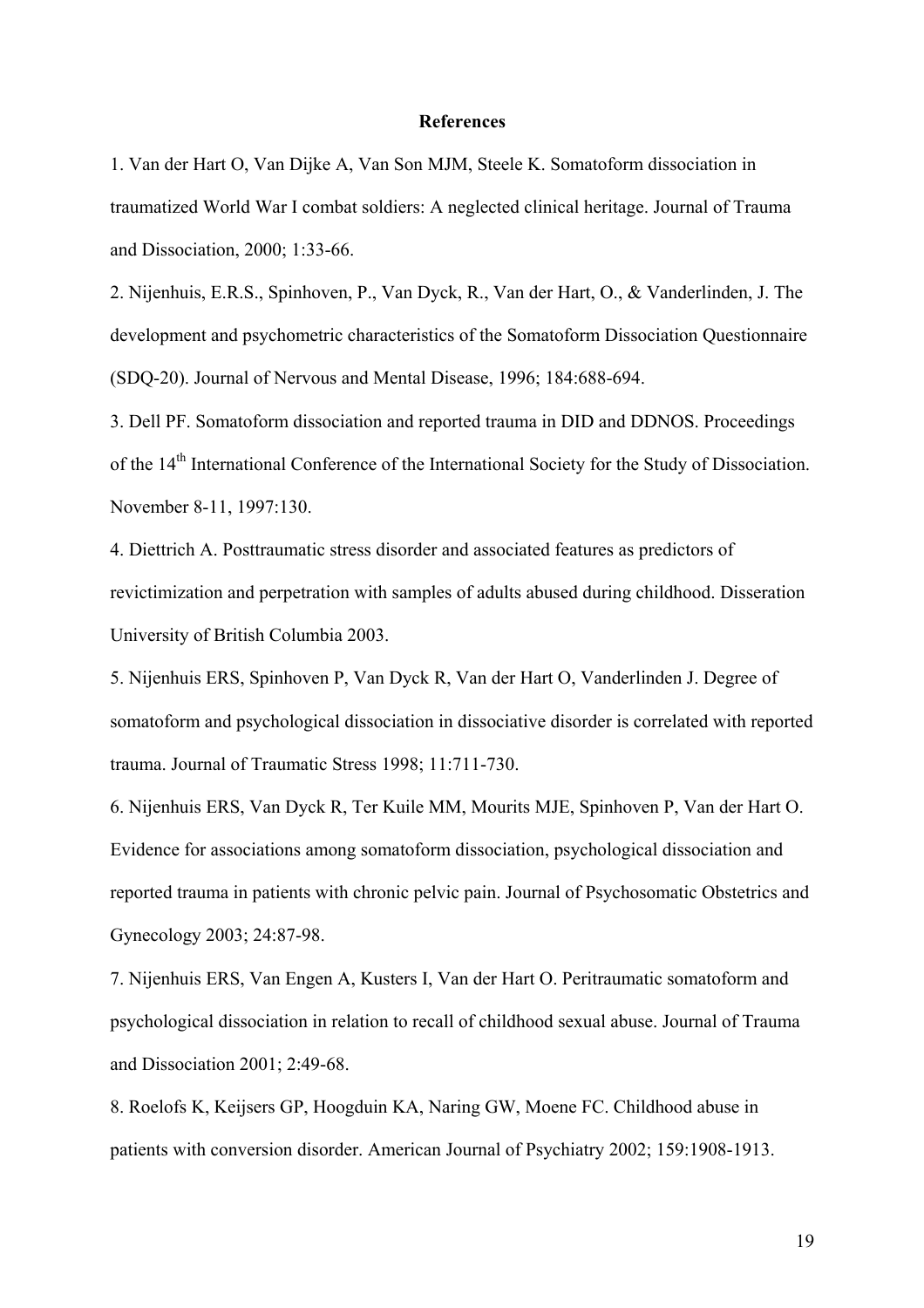# References

1. Van der Hart O, Van Dijke A, Van Son MJM, Steele K. Somatoform dissociation in traumatized World War I combat soldiers: A neglected clinical heritage. Journal of Trauma and Dissociation, 2000; 1:33-66.

2. Nijenhuis, E.R.S., Spinhoven, P., Van Dyck, R., Van der Hart, O., & Vanderlinden, J. The development and psychometric characteristics of the Somatoform Dissociation Questionnaire (SDQ-20). Journal of Nervous and Mental Disease, 1996; 184:688-694.

3. Dell PF. Somatoform dissociation and reported trauma in DID and DDNOS. Proceedings of the 14th International Conference of the International Society for the Study of Dissociation. November 8-11, 1997:130.

4. Diettrich A. Posttraumatic stress disorder and associated features as predictors of revictimization and perpetration with samples of adults abused during childhood. Disseration University of British Columbia 2003.

5. Nijenhuis ERS, Spinhoven P, Van Dyck R, Van der Hart O, Vanderlinden J. Degree of somatoform and psychological dissociation in dissociative disorder is correlated with reported trauma. Journal of Traumatic Stress 1998; 11:711-730.

6. Nijenhuis ERS, Van Dyck R, Ter Kuile MM, Mourits MJE, Spinhoven P, Van der Hart O. Evidence for associations among somatoform dissociation, psychological dissociation and reported trauma in patients with chronic pelvic pain. Journal of Psychosomatic Obstetrics and Gynecology 2003; 24:87-98.

7. Nijenhuis ERS, Van Engen A, Kusters I, Van der Hart O. Peritraumatic somatoform and psychological dissociation in relation to recall of childhood sexual abuse. Journal of Trauma and Dissociation 2001; 2:49-68.

8. Roelofs K, Keijsers GP, Hoogduin KA, Naring GW, Moene FC. Childhood abuse in patients with conversion disorder. American Journal of Psychiatry 2002; 159:1908-1913.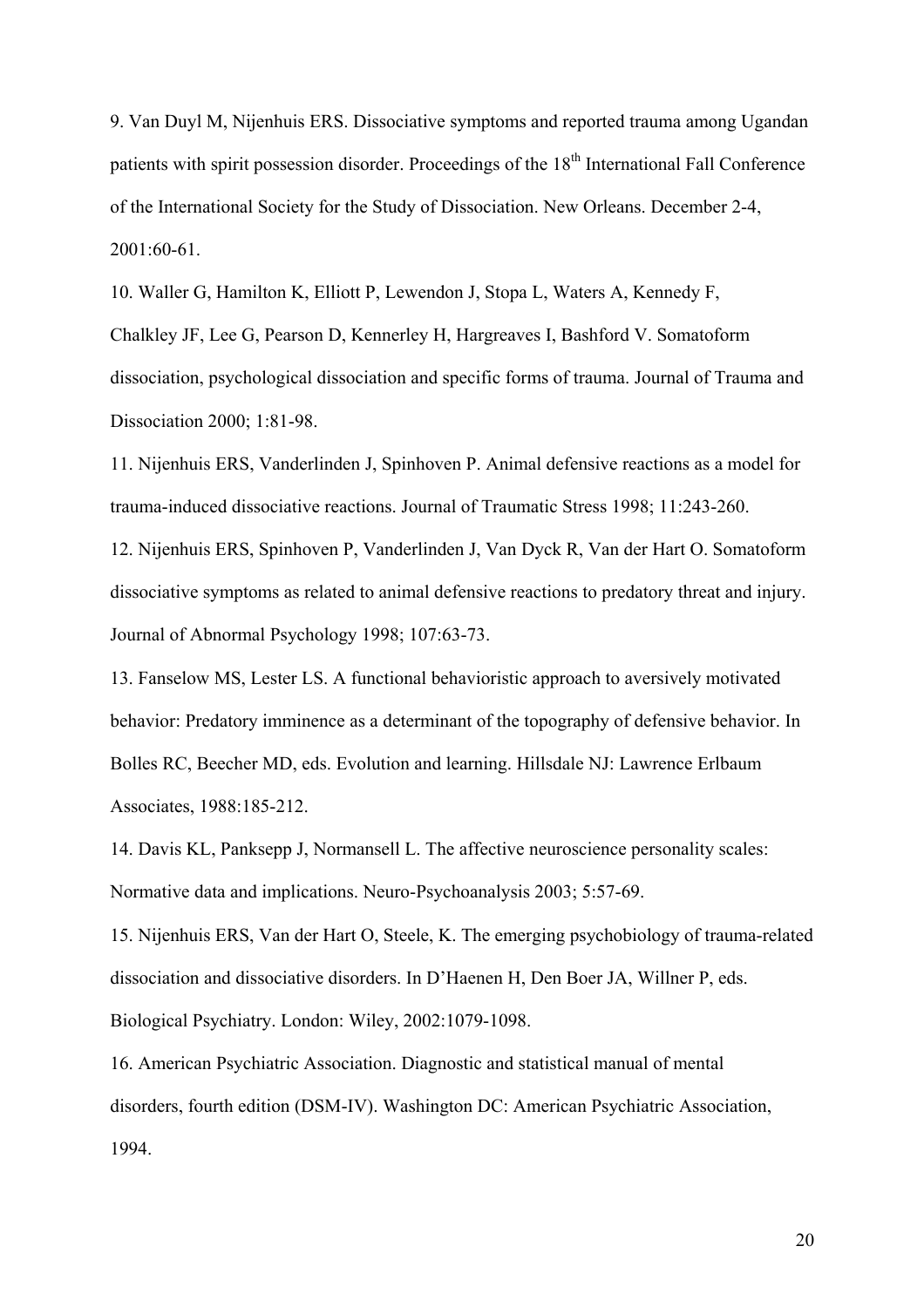9. Van Duyl M, Nijenhuis ERS. Dissociative symptoms and reported trauma among Ugandan patients with spirit possession disorder. Proceedings of the 18th International Fall Conference of the International Society for the Study of Dissociation. New Orleans. December 2-4, 2001:60-61.

10. Waller G, Hamilton K, Elliott P, Lewendon J, Stopa L, Waters A, Kennedy F, Chalkley JF, Lee G, Pearson D, Kennerley H, Hargreaves I, Bashford V. Somatoform dissociation, psychological dissociation and specific forms of trauma. Journal of Trauma and Dissociation 2000; 1:81-98.

11. Nijenhuis ERS, Vanderlinden J, Spinhoven P. Animal defensive reactions as a model for trauma-induced dissociative reactions. Journal of Traumatic Stress 1998; 11:243-260.

12. Nijenhuis ERS, Spinhoven P, Vanderlinden J, Van Dyck R, Van der Hart O. Somatoform dissociative symptoms as related to animal defensive reactions to predatory threat and injury. Journal of Abnormal Psychology 1998; 107:63-73.

13. Fanselow MS, Lester LS. A functional behavioristic approach to aversively motivated behavior: Predatory imminence as a determinant of the topography of defensive behavior. In Bolles RC, Beecher MD, eds. Evolution and learning. Hillsdale NJ: Lawrence Erlbaum Associates, 1988:185-212.

14. Davis KL, Panksepp J, Normansell L. The affective neuroscience personality scales: Normative data and implications. Neuro-Psychoanalysis 2003; 5:57-69.

15. Nijenhuis ERS, Van der Hart O, Steele, K. The emerging psychobiology of trauma-related dissociation and dissociative disorders. In D'Haenen H, Den Boer JA, Willner P, eds. Biological Psychiatry. London: Wiley, 2002:1079-1098.

16. American Psychiatric Association. Diagnostic and statistical manual of mental disorders, fourth edition (DSM-IV). Washington DC: American Psychiatric Association, 1994.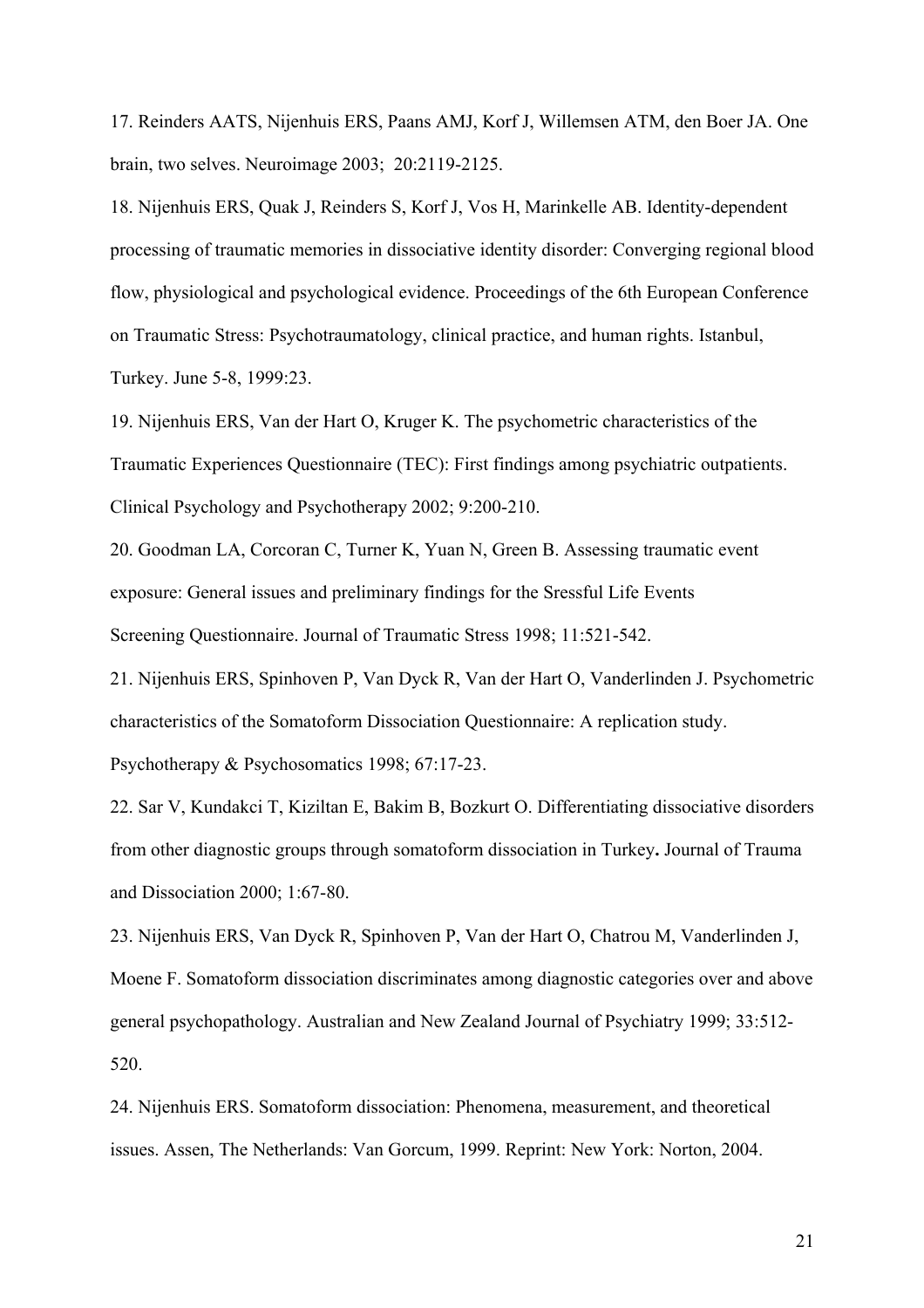17. Reinders AATS, Nijenhuis ERS, Paans AMJ, Korf J, Willemsen ATM, den Boer JA. One brain, two selves. Neuroimage 2003; 20:2119-2125.

18. Nijenhuis ERS, Quak J, Reinders S, Korf J, Vos H, Marinkelle AB. Identity-dependent processing of traumatic memories in dissociative identity disorder: Converging regional blood flow, physiological and psychological evidence. Proceedings of the 6th European Conference on Traumatic Stress: Psychotraumatology, clinical practice, and human rights. Istanbul, Turkey. June 5-8, 1999:23.

19. Nijenhuis ERS, Van der Hart O, Kruger K. The psychometric characteristics of the Traumatic Experiences Questionnaire (TEC): First findings among psychiatric outpatients. Clinical Psychology and Psychotherapy 2002; 9:200-210.

20. Goodman LA, Corcoran C, Turner K, Yuan N, Green B. Assessing traumatic event exposure: General issues and preliminary findings for the Sressful Life Events Screening Questionnaire. Journal of Traumatic Stress 1998; 11:521-542.

21. Nijenhuis ERS, Spinhoven P, Van Dyck R, Van der Hart O, Vanderlinden J. Psychometric characteristics of the Somatoform Dissociation Questionnaire: A replication study. Psychotherapy & Psychosomatics 1998; 67:17-23.

22. Sar V, Kundakci T, Kiziltan E, Bakim B, Bozkurt O. Differentiating dissociative disorders from other diagnostic groups through somatoform dissociation in Turkey**.** Journal of Trauma and Dissociation 2000; 1:67-80.

23. Nijenhuis ERS, Van Dyck R, Spinhoven P, Van der Hart O, Chatrou M, Vanderlinden J, Moene F. Somatoform dissociation discriminates among diagnostic categories over and above general psychopathology. Australian and New Zealand Journal of Psychiatry 1999; 33:512-520.

24. Nijenhuis ERS. Somatoform dissociation: Phenomena, measurement, and theoretical issues. Assen, The Netherlands: Van Gorcum, 1999. Reprint: New York: Norton, 2004.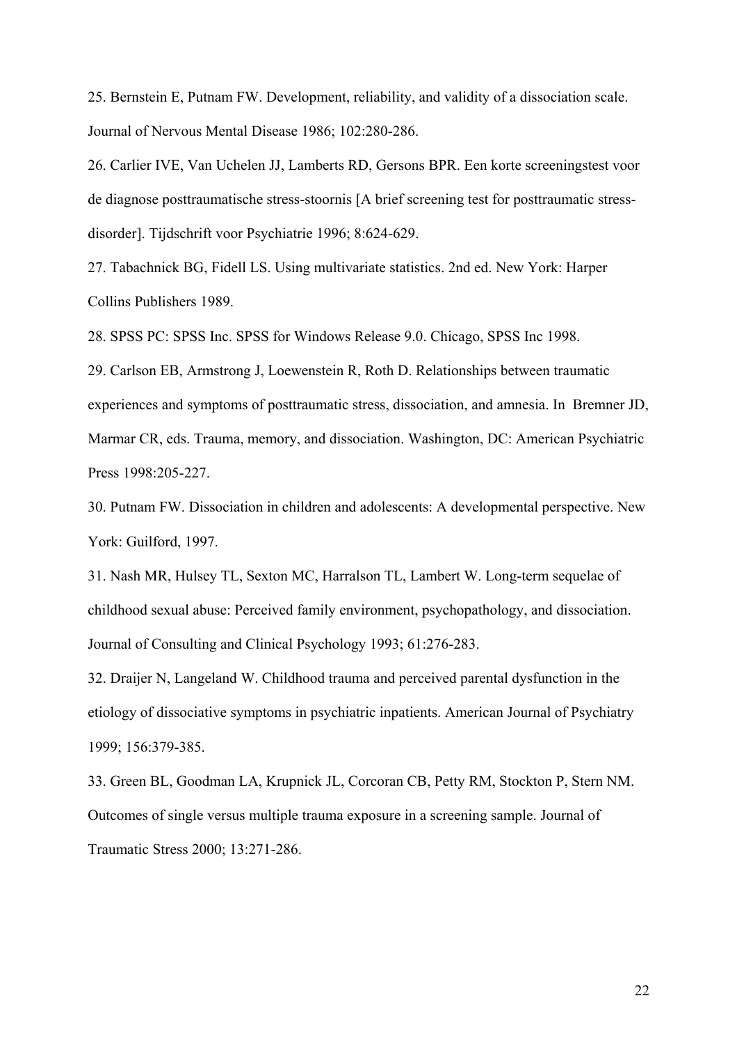25. Bernstein E, Putnam FW. Development, reliability, and validity of a dissociation scale. Journal of Nervous Mental Disease 1986; 102:280-286.

26. Carlier IVE, Van Uchelen JJ, Lamberts RD, Gersons BPR. Een korte screeningstest voor de diagnose posttraumatische stress-stoornis [A brief screening test for posttraumatic stress-disorder]. Tijdschrift voor Psychiatrie 1996; 8:624-629.

27. Tabachnick BG, Fidell LS. Using multivariate statistics. 2nd ed. New York: Harper Collins Publishers 1989.

28. SPSS PC: SPSS Inc. SPSS for Windows Release 9.0. Chicago, SPSS Inc 1998.

29. Carlson EB, Armstrong J, Loewenstein R, Roth D. Relationships between traumatic experiences and symptoms of posttraumatic stress, dissociation, and amnesia. In Bremner JD, Marmar CR, eds. Trauma, memory, and dissociation. Washington, DC: American Psychiatric Press 1998:205-227.

30. Putnam FW. Dissociation in children and adolescents: A developmental perspective. New York: Guilford, 1997.

31. Nash MR, Hulsey TL, Sexton MC, Harralson TL, Lambert W. Long-term sequelae of childhood sexual abuse: Perceived family environment, psychopathology, and dissociation. Journal of Consulting and Clinical Psychology 1993; 61:276-283.

32. Draijer N, Langeland W. Childhood trauma and perceived parental dysfunction in the etiology of dissociative symptoms in psychiatric inpatients. American Journal of Psychiatry 1999; 156:379-385.

33. Green BL, Goodman LA, Krupnick JL, Corcoran CB, Petty RM, Stockton P, Stern NM. Outcomes of single versus multiple trauma exposure in a screening sample. Journal of Traumatic Stress 2000; 13:271-286.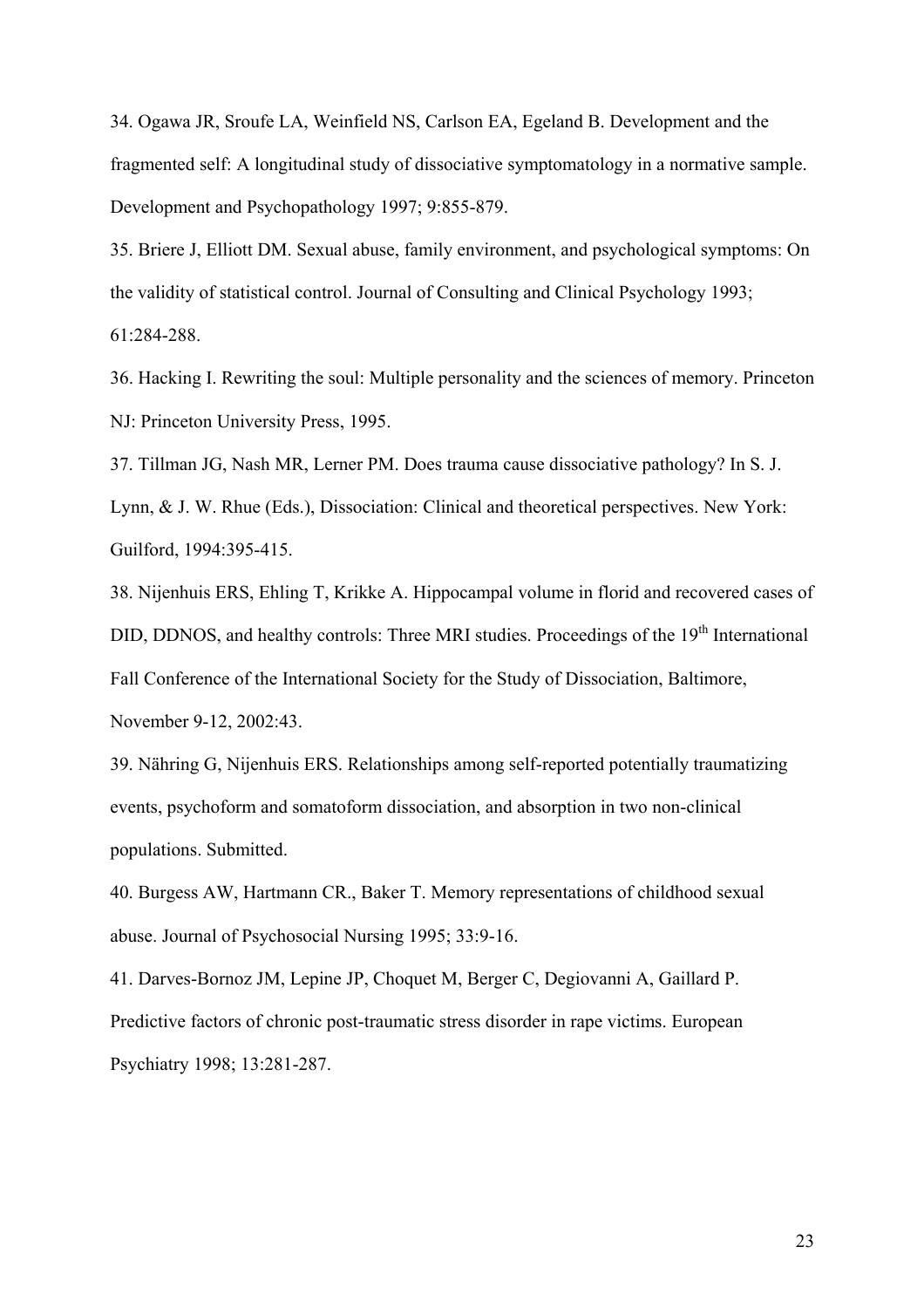34. Ogawa JR, Sroufe LA, Weinfield NS, Carlson EA, Egeland B. Development and the fragmented self: A longitudinal study of dissociative symptomatology in a normative sample. Development and Psychopathology 1997; 9:855-879.

35. Briere J, Elliott DM. Sexual abuse, family environment, and psychological symptoms: On the validity of statistical control. Journal of Consulting and Clinical Psychology 1993; 61:284-288.

36. Hacking I. Rewriting the soul: Multiple personality and the sciences of memory. Princeton NJ: Princeton University Press, 1995.

37. Tillman JG, Nash MR, Lerner PM. Does trauma cause dissociative pathology? In S. J. Lynn, & J. W. Rhue (Eds.), Dissociation: Clinical and theoretical perspectives. New York: Guilford, 1994:395-415.

38. Nijenhuis ERS, Ehling T, Krikke A. Hippocampal volume in florid and recovered cases of DID, DDNOS, and healthy controls: Three MRI studies. Proceedings of the 19th International Fall Conference of the International Society for the Study of Dissociation, Baltimore, November 9-12, 2002:43.

39. Nähring G, Nijenhuis ERS. Relationships among self-reported potentially traumatizing events, psychoform and somatoform dissociation, and absorption in two non-clinical populations. Submitted.

40. Burgess AW, Hartmann CR., Baker T. Memory representations of childhood sexual abuse. Journal of Psychosocial Nursing 1995; 33:9-16.

41. Darves-Bornoz JM, Lepine JP, Choquet M, Berger C, Degiovanni A, Gaillard P. Predictive factors of chronic post-traumatic stress disorder in rape victims. European Psychiatry 1998; 13:281-287.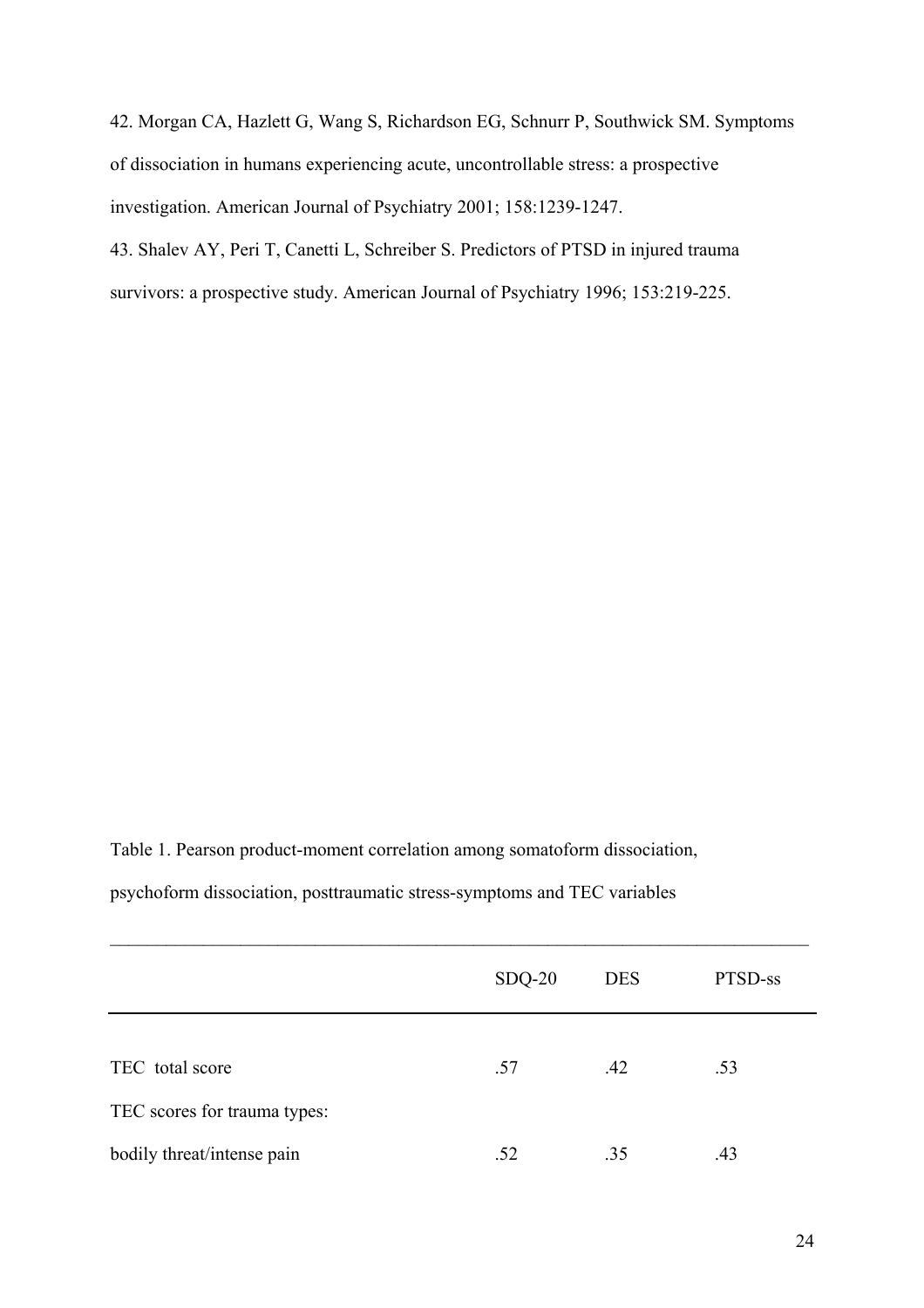42. Morgan CA, Hazlett G, Wang S, Richardson EG, Schnurr P, Southwick SM. Symptoms of dissociation in humans experiencing acute, uncontrollable stress: a prospective investigation. American Journal of Psychiatry 2001; 158:1239-1247.

43. Shalev AY, Peri T, Canetti L, Schreiber S. Predictors of PTSD in injured trauma survivors: a prospective study. American Journal of Psychiatry 1996; 153:219-225.

Table 1. Pearson product-moment correlation among somatoform dissociation, psychoform dissociation, posttraumatic stress-symptoms and TEC variables

| | SDQ-20 | DES | PTSD-ss |
|---|---|---|---|
| TEC total score | .57 | .42 | .53 |
| TEC scores for trauma types: | | | |
| bodily threat/intense pain | .52 | .35 | .43 |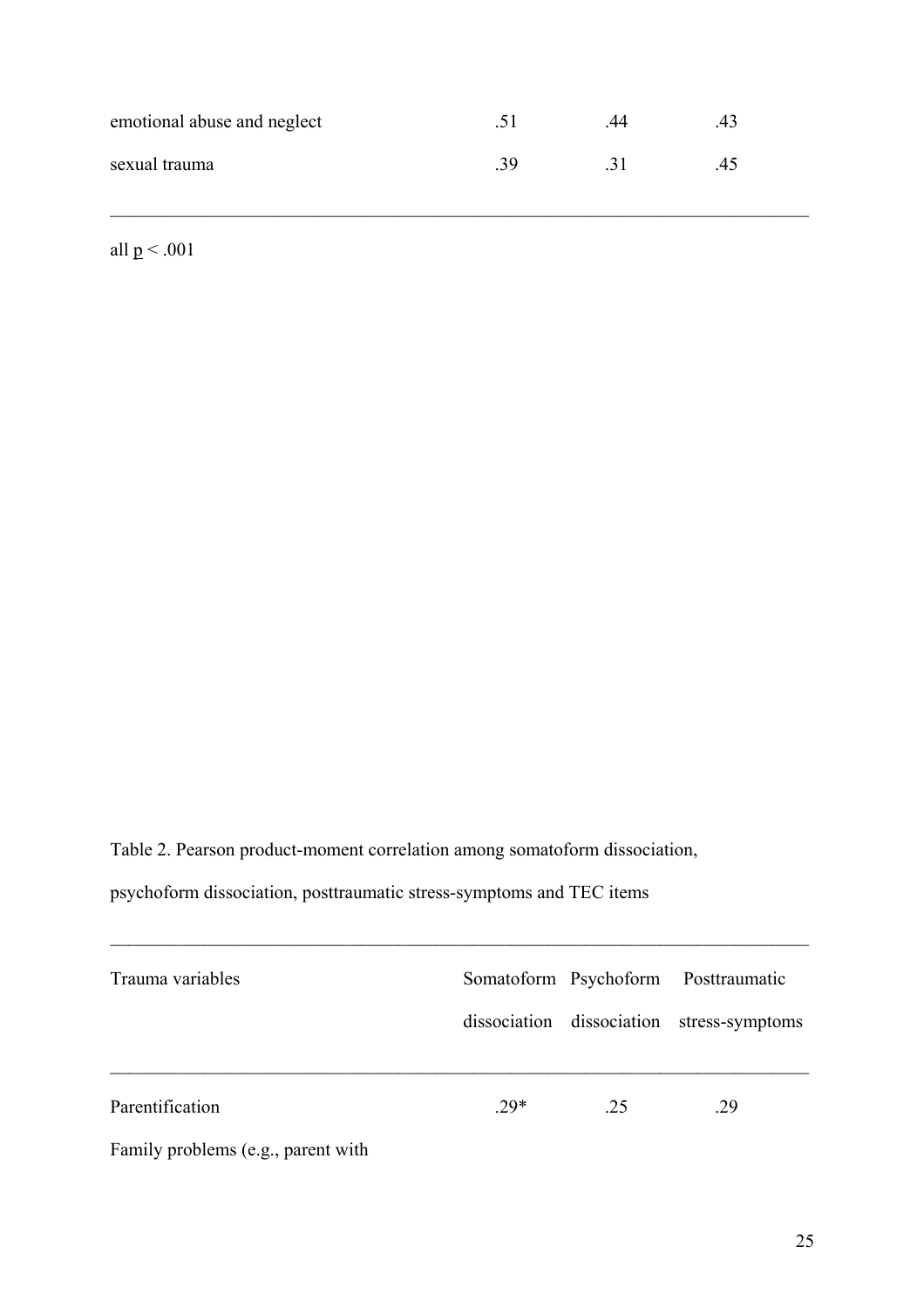| | | | |
|---|---|---|---|
| emotional abuse and neglect | .51 | .44 | .43 |
| sexual trauma | .39 | .31 | .45 |

all p < .001

Table 2. Pearson product-moment correlation among somatoform dissociation, psychoform dissociation, posttraumatic stress-symptoms and TEC items

| Trauma variables | Somatoform dissociation | Psychoform dissociation | Posttraumatic stress-symptoms |
|---|---|---|---|
| Parentification | .29* | .25 | .29 |
| Family problems (e.g., parent with | | | |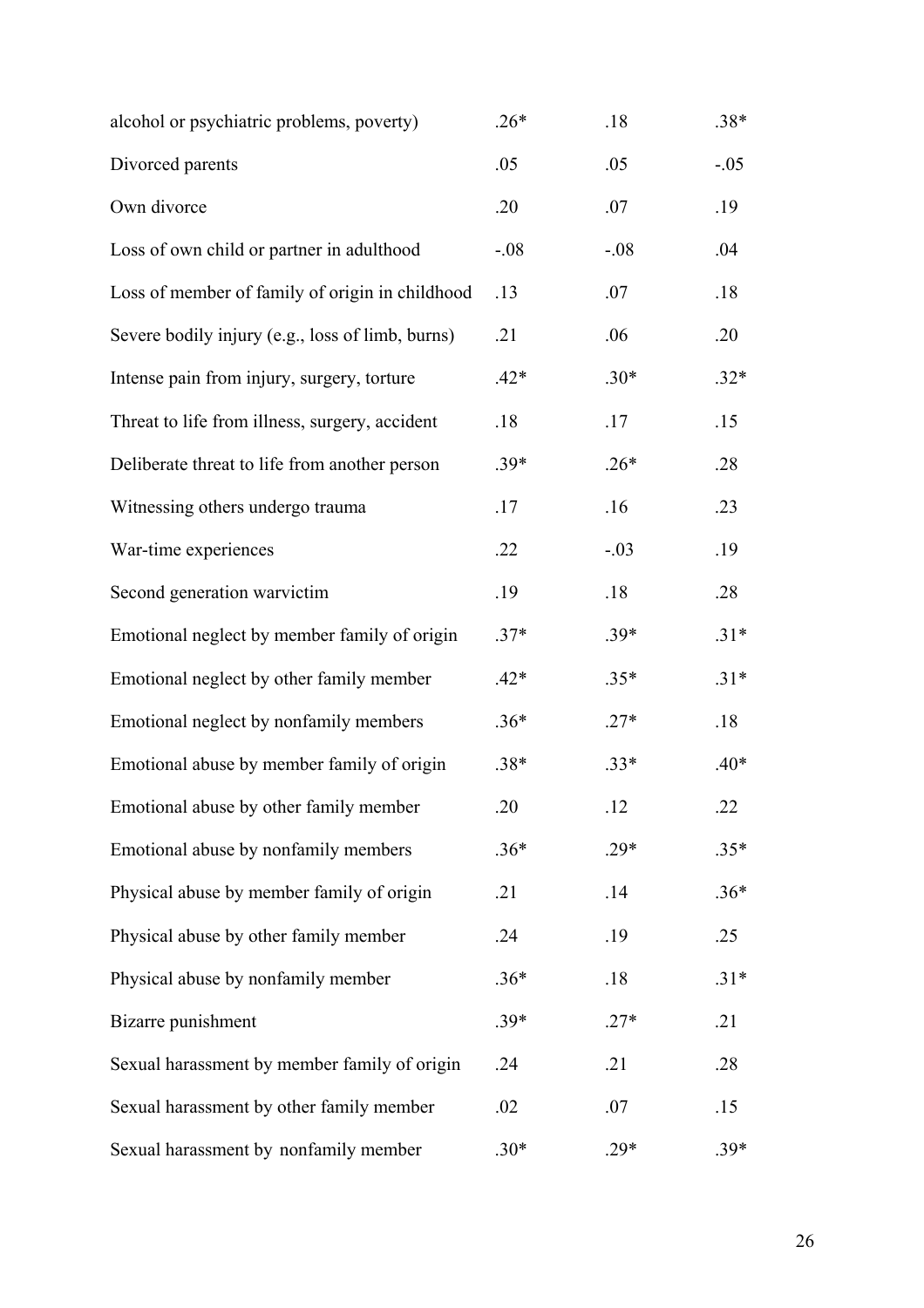| | | | |
|---|---|---|---|
| alcohol or psychiatric problems, poverty) | .26* | .18 | .38* |
| Divorced parents | .05 | .05 | -.05 |
| Own divorce | .20 | .07 | .19 |
| Loss of own child or partner in adulthood | -.08 | -.08 | .04 |
| Loss of member of family of origin in childhood | .13 | .07 | .18 |
| Severe bodily injury (e.g., loss of limb, burns) | .21 | .06 | .20 |
| Intense pain from injury, surgery, torture | .42* | .30* | .32* |
| Threat to life from illness, surgery, accident | .18 | .17 | .15 |
| Deliberate threat to life from another person | .39* | .26* | .28 |
| Witnessing others undergo trauma | .17 | .16 | .23 |
| War-time experiences | .22 | -.03 | .19 |
| Second generation warvictim | .19 | .18 | .28 |
| Emotional neglect by member family of origin | .37* | .39* | .31* |
| Emotional neglect by other family member | .42* | .35* | .31* |
| Emotional neglect by nonfamily members | .36* | .27* | .18 |
| Emotional abuse by member family of origin | .38* | .33* | .40* |
| Emotional abuse by other family member | .20 | .12 | .22 |
| Emotional abuse by nonfamily members | .36* | .29* | .35* |
| Physical abuse by member family of origin | .21 | .14 | .36* |
| Physical abuse by other family member | .24 | .19 | .25 |
| Physical abuse by nonfamily member | .36* | .18 | .31* |
| Bizarre punishment | .39* | .27* | .21 |
| Sexual harassment by member family of origin | .24 | .21 | .28 |
| Sexual harassment by other family member | .02 | .07 | .15 |
| Sexual harassment by nonfamily member | .30* | .29* | .39* |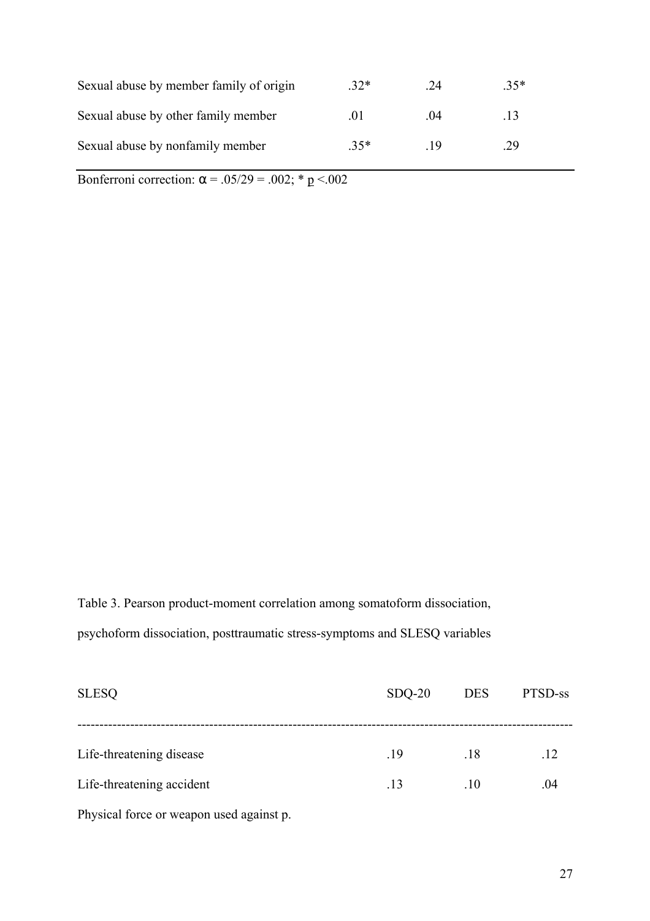| | | | |
|---|---|---|---|
| Sexual abuse by member family of origin | .32* | .24 | .35* |
| Sexual abuse by other family member | .01 | .04 | .13 |
| Sexual abuse by nonfamily member | .35* | .19 | .29 |

Bonferroni correction: $\alpha = .05/29 = .002$; * $\underline{p} < .002$

Table 3. Pearson product-moment correlation among somatoform dissociation, psychoform dissociation, posttraumatic stress-symptoms and SLESQ variables

| SLESQ | SDQ-20 | DES | PTSD-ss |
|---|---|---|---|
| Life-threatening disease | .19 | .18 | .12 |
| Life-threatening accident | .13 | .10 | .04 |
| Physical force or weapon used against p. | | | |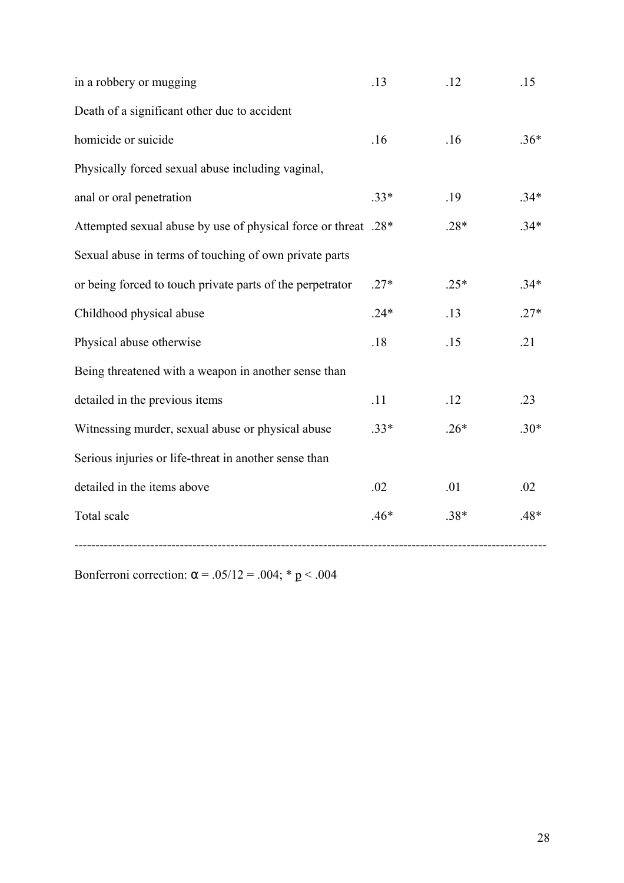| | | | |
|---|---|---|---|
| in a robbery or mugging | .13 | .12 | .15 |
| Death of a significant other due to accident homicide or suicide | .16 | .16 | .36* |
| Physically forced sexual abuse including vaginal, anal or oral penetration | .33* | .19 | .34* |
| Attempted sexual abuse by use of physical force or threat | .28* | .28* | .34* |
| Sexual abuse in terms of touching of own private parts or being forced to touch private parts of the perpetrator | .27* | .25* | .34* |
| Childhood physical abuse | .24* | .13 | .27* |
| Physical abuse otherwise | .18 | .15 | .21 |
| Being threatened with a weapon in another sense than detailed in the previous items | .11 | .12 | .23 |
| Witnessing murder, sexual abuse or physical abuse | .33* | .26* | .30* |
| Serious injuries or life-threat in another sense than detailed in the items above | .02 | .01 | .02 |
| Total scale | .46* | .38* | .48* |

Bonferroni correction: $\alpha = .05/12 = .004$; * $p < .004$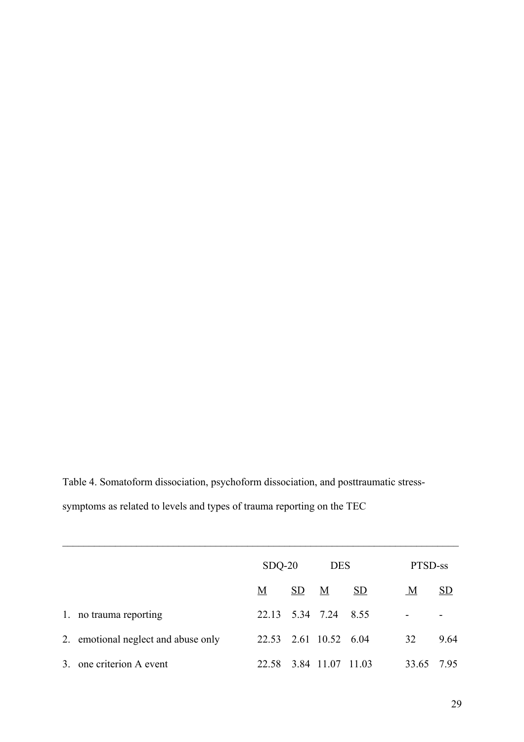Table 4. Somatoform dissociation, psychoform dissociation, and posttraumatic stress-symptoms as related to levels and types of trauma reporting on the TEC

| | SDQ-20 | | DES | | PTSD-ss | |
|---|---|---|---|---|---|---|
| | M | SD | M | SD | M | SD |
| 1. no trauma reporting | 22.13 | 5.34 | 7.24 | 8.55 | - | - |
| 2. emotional neglect and abuse only | 22.53 | 2.61 | 10.52 | 6.04 | 32 | 9.64 |
| 3. one criterion A event | 22.58 | 3.84 | 11.07 | 11.03 | 33.65 | 7.95 |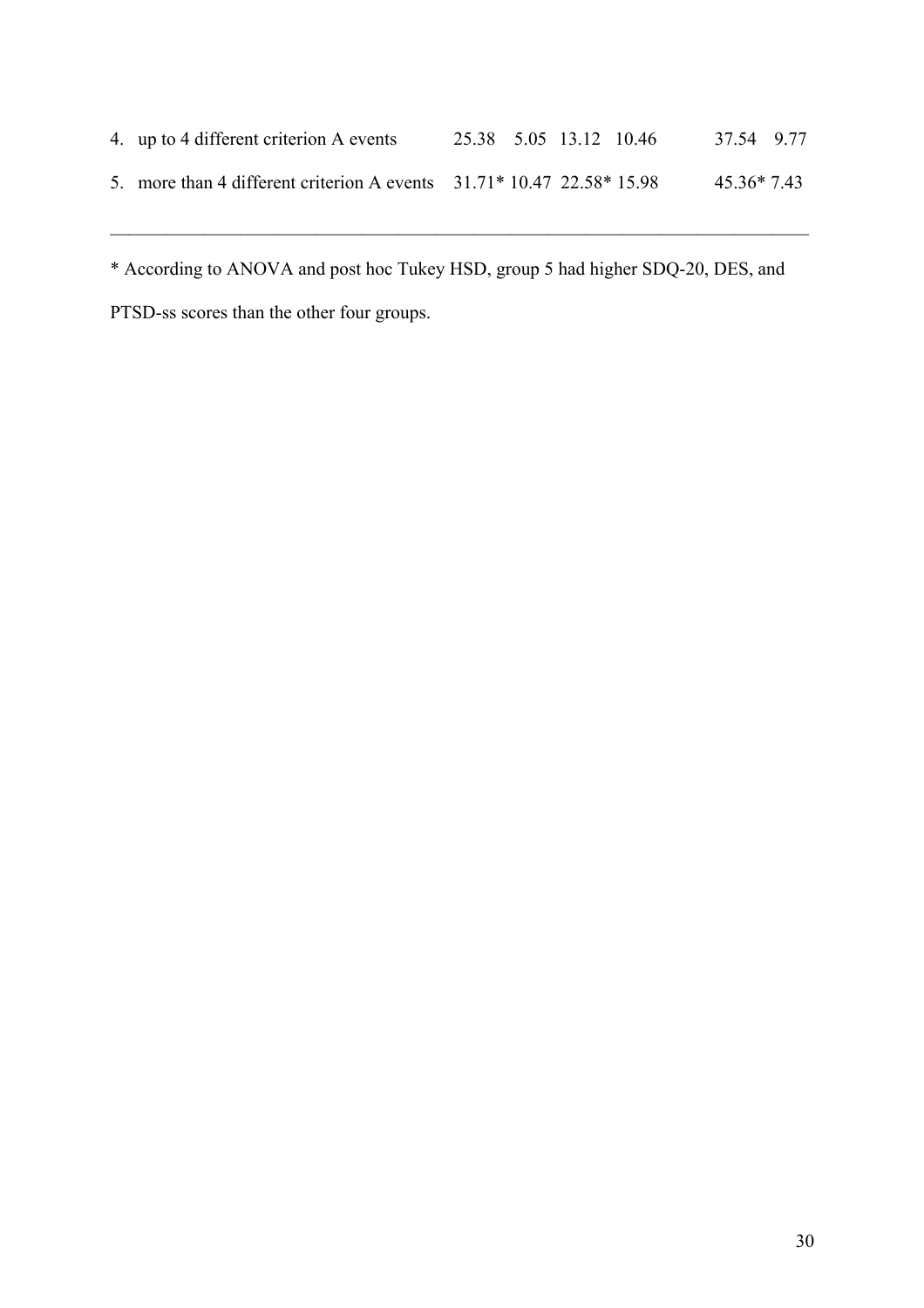| | | | | | | |
|---|---|---|---|---|---|---|
| 4. up to 4 different criterion A events | 25.38 | 5.05 | 13.12 | 10.46 | 37.54 | 9.77 |
| 5. more than 4 different criterion A events | 31.71* | 10.47 | 22.58* | 15.98 | 45.36* | 7.43 |

* According to ANOVA and post hoc Tukey HSD, group 5 had higher SDQ-20, DES, and PTSD-ss scores than the other four groups.